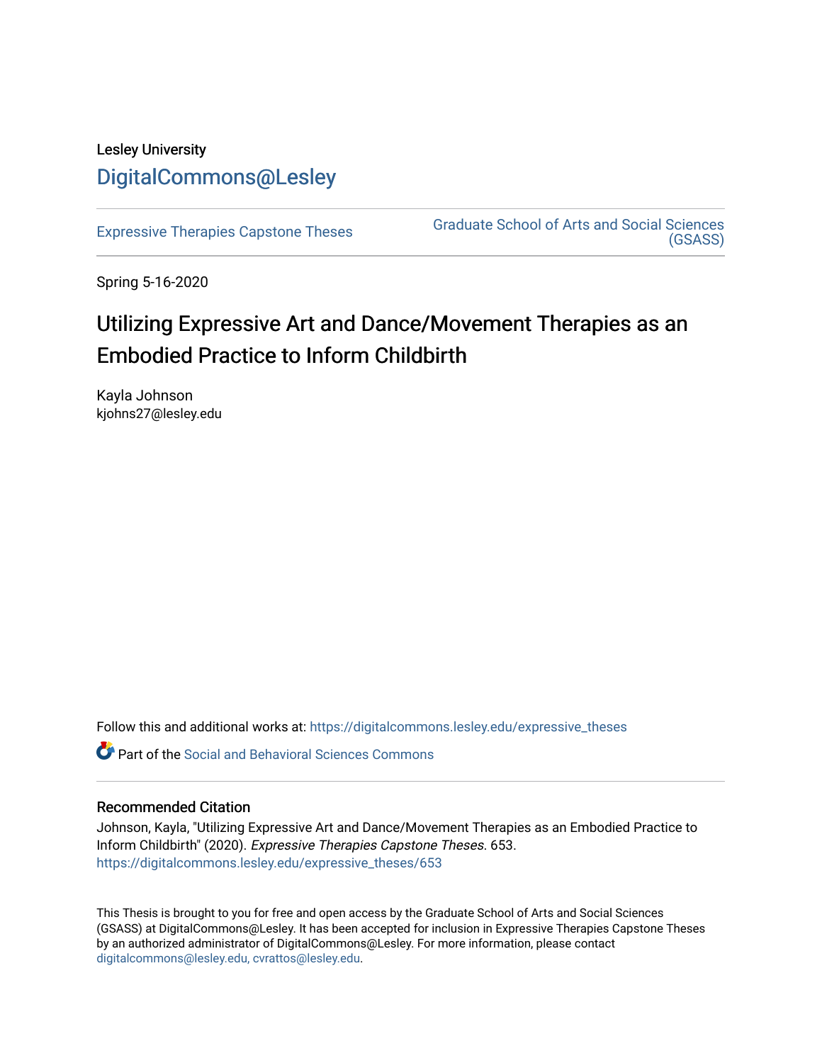Lesley University

DigitalCommons@Lesley

Expressive Therapies Capstone Theses

Graduate School of Arts and Social Sciences (GSASS)

Spring 5-16-2020

# Utilizing Expressive Art and Dance/Movement Therapies as an Embodied Practice to Inform Childbirth

Kayla Johnson
kjohns27@lesley.edu

Follow this and additional works at: https://digitalcommons.lesley.edu/expressive_theses

Part of the Social and Behavioral Sciences Commons

## Recommended Citation

Johnson, Kayla, "Utilizing Expressive Art and Dance/Movement Therapies as an Embodied Practice to Inform Childbirth" (2020). *Expressive Therapies Capstone Theses*. 653.
https://digitalcommons.lesley.edu/expressive_theses/653

This Thesis is brought to you for free and open access by the Graduate School of Arts and Social Sciences (GSASS) at DigitalCommons@Lesley. It has been accepted for inclusion in Expressive Therapies Capstone Theses by an authorized administrator of DigitalCommons@Lesley. For more information, please contact digitalcommons@lesley.edu, cvrattos@lesley.edu.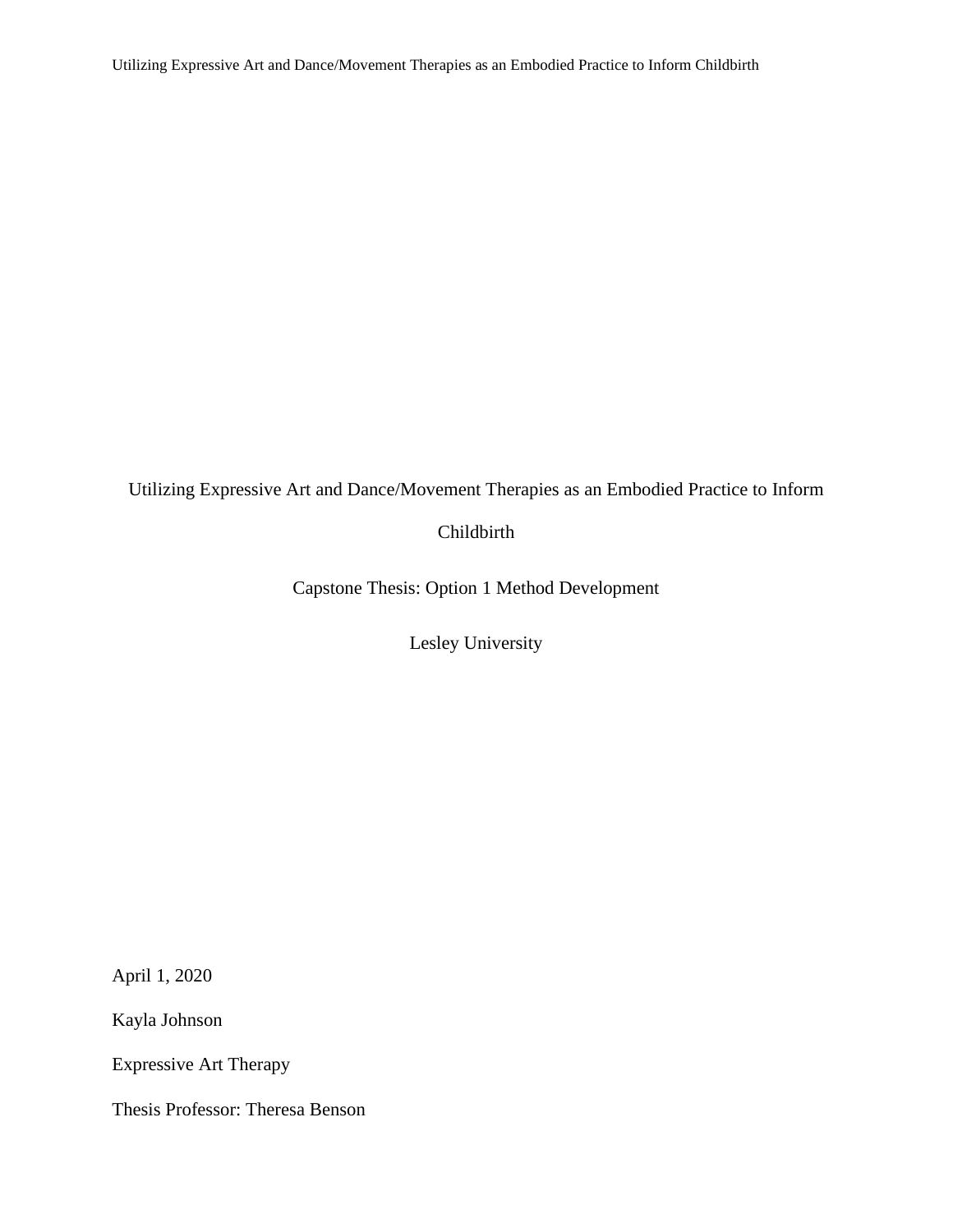# Utilizing Expressive Art and Dance/Movement Therapies as an Embodied Practice to Inform Childbirth

Capstone Thesis: Option 1 Method Development

Lesley University

April 1, 2020

Kayla Johnson

Expressive Art Therapy

Thesis Professor: Theresa Benson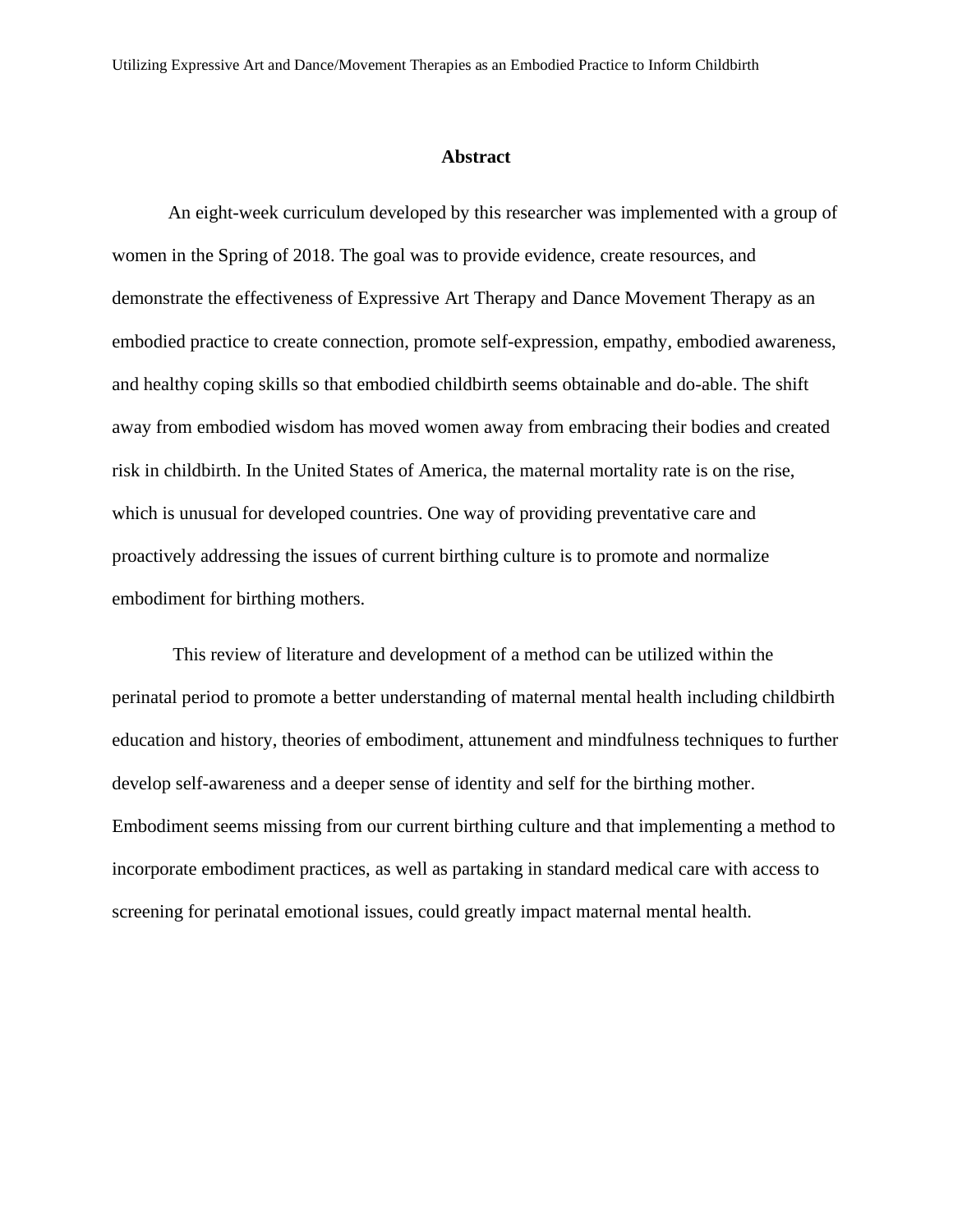## Abstract

An eight-week curriculum developed by this researcher was implemented with a group of women in the Spring of 2018. The goal was to provide evidence, create resources, and demonstrate the effectiveness of Expressive Art Therapy and Dance Movement Therapy as an embodied practice to create connection, promote self-expression, empathy, embodied awareness, and healthy coping skills so that embodied childbirth seems obtainable and do-able. The shift away from embodied wisdom has moved women away from embracing their bodies and created risk in childbirth. In the United States of America, the maternal mortality rate is on the rise, which is unusual for developed countries. One way of providing preventative care and proactively addressing the issues of current birthing culture is to promote and normalize embodiment for birthing mothers.

This review of literature and development of a method can be utilized within the perinatal period to promote a better understanding of maternal mental health including childbirth education and history, theories of embodiment, attunement and mindfulness techniques to further develop self-awareness and a deeper sense of identity and self for the birthing mother. Embodiment seems missing from our current birthing culture and that implementing a method to incorporate embodiment practices, as well as partaking in standard medical care with access to screening for perinatal emotional issues, could greatly impact maternal mental health.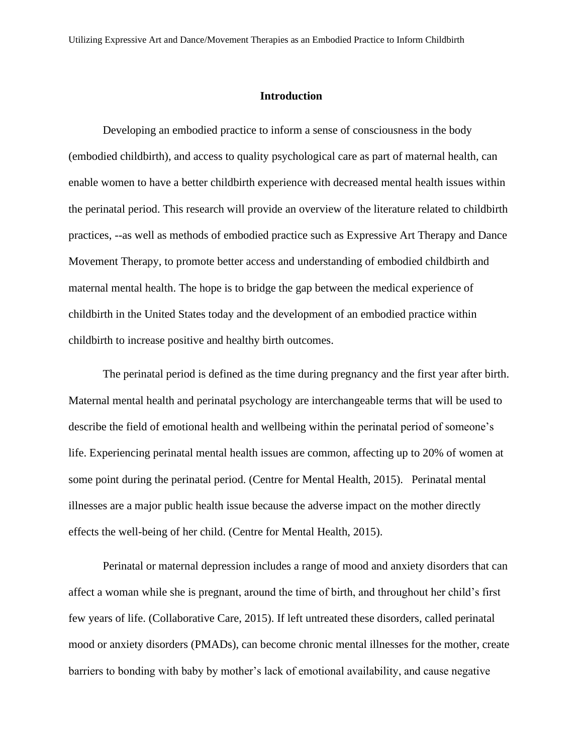## Introduction

Developing an embodied practice to inform a sense of consciousness in the body (embodied childbirth), and access to quality psychological care as part of maternal health, can enable women to have a better childbirth experience with decreased mental health issues within the perinatal period. This research will provide an overview of the literature related to childbirth practices, --as well as methods of embodied practice such as Expressive Art Therapy and Dance Movement Therapy, to promote better access and understanding of embodied childbirth and maternal mental health. The hope is to bridge the gap between the medical experience of childbirth in the United States today and the development of an embodied practice within childbirth to increase positive and healthy birth outcomes.

The perinatal period is defined as the time during pregnancy and the first year after birth. Maternal mental health and perinatal psychology are interchangeable terms that will be used to describe the field of emotional health and wellbeing within the perinatal period of someone's life. Experiencing perinatal mental health issues are common, affecting up to 20% of women at some point during the perinatal period. (Centre for Mental Health, 2015). Perinatal mental illnesses are a major public health issue because the adverse impact on the mother directly effects the well-being of her child. (Centre for Mental Health, 2015).

Perinatal or maternal depression includes a range of mood and anxiety disorders that can affect a woman while she is pregnant, around the time of birth, and throughout her child's first few years of life. (Collaborative Care, 2015). If left untreated these disorders, called perinatal mood or anxiety disorders (PMADs), can become chronic mental illnesses for the mother, create barriers to bonding with baby by mother's lack of emotional availability, and cause negative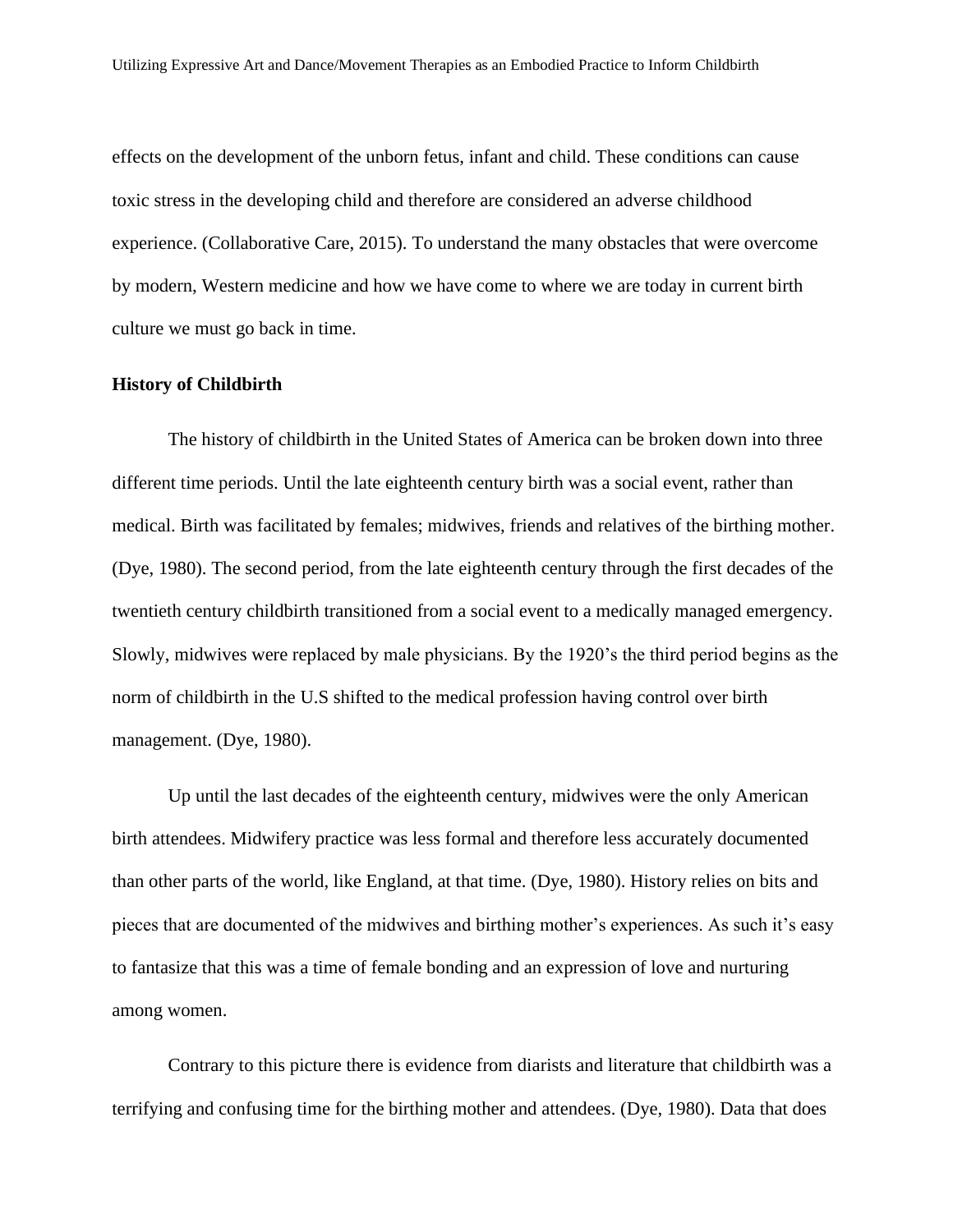effects on the development of the unborn fetus, infant and child. These conditions can cause toxic stress in the developing child and therefore are considered an adverse childhood experience. (Collaborative Care, 2015). To understand the many obstacles that were overcome by modern, Western medicine and how we have come to where we are today in current birth culture we must go back in time.

**History of Childbirth**

The history of childbirth in the United States of America can be broken down into three different time periods. Until the late eighteenth century birth was a social event, rather than medical. Birth was facilitated by females; midwives, friends and relatives of the birthing mother. (Dye, 1980). The second period, from the late eighteenth century through the first decades of the twentieth century childbirth transitioned from a social event to a medically managed emergency. Slowly, midwives were replaced by male physicians. By the 1920's the third period begins as the norm of childbirth in the U.S shifted to the medical profession having control over birth management. (Dye, 1980).

Up until the last decades of the eighteenth century, midwives were the only American birth attendees. Midwifery practice was less formal and therefore less accurately documented than other parts of the world, like England, at that time. (Dye, 1980). History relies on bits and pieces that are documented of the midwives and birthing mother's experiences. As such it's easy to fantasize that this was a time of female bonding and an expression of love and nurturing among women.

Contrary to this picture there is evidence from diarists and literature that childbirth was a terrifying and confusing time for the birthing mother and attendees. (Dye, 1980). Data that does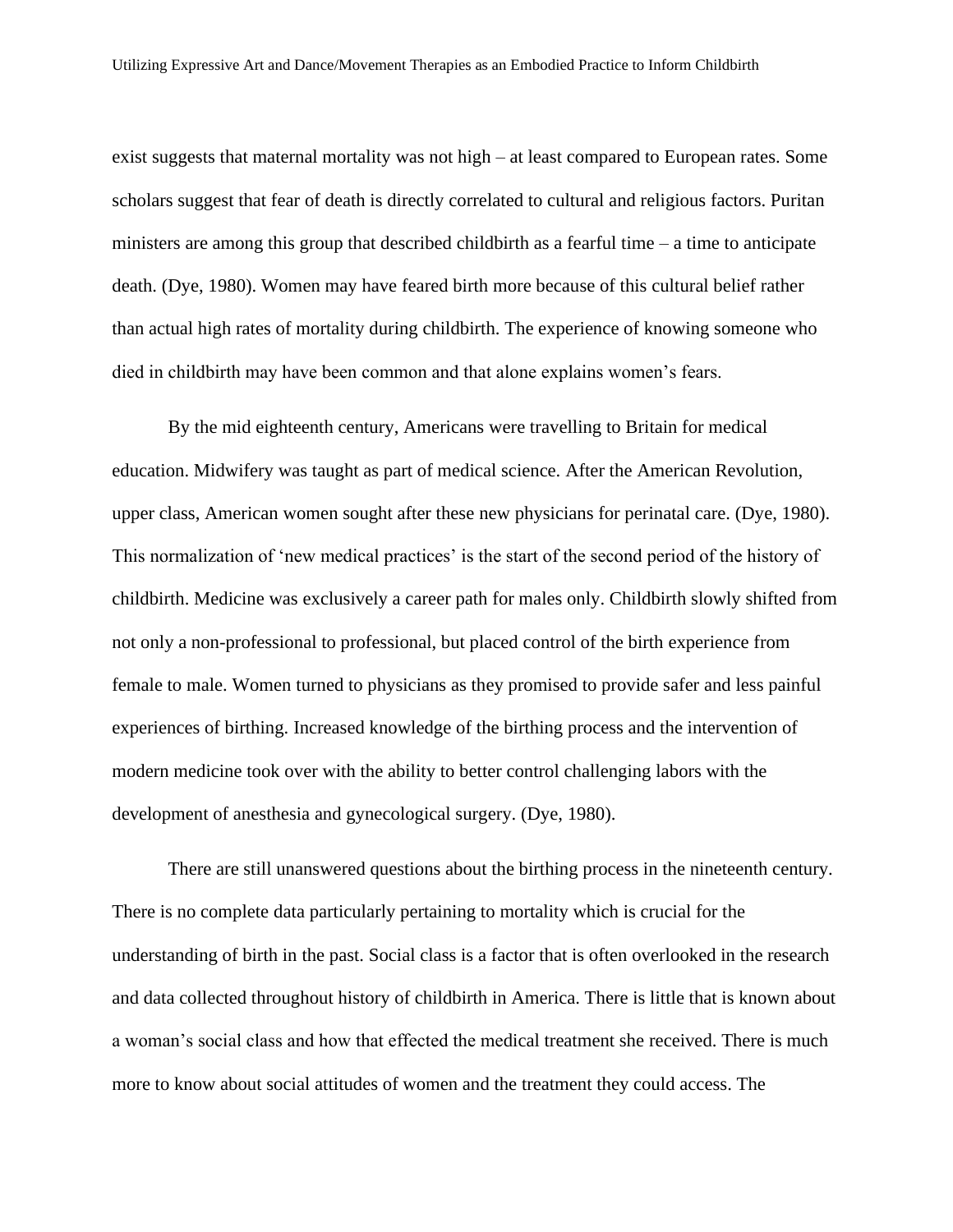exist suggests that maternal mortality was not high – at least compared to European rates. Some scholars suggest that fear of death is directly correlated to cultural and religious factors. Puritan ministers are among this group that described childbirth as a fearful time – a time to anticipate death. (Dye, 1980). Women may have feared birth more because of this cultural belief rather than actual high rates of mortality during childbirth. The experience of knowing someone who died in childbirth may have been common and that alone explains women's fears.

By the mid eighteenth century, Americans were travelling to Britain for medical education. Midwifery was taught as part of medical science. After the American Revolution, upper class, American women sought after these new physicians for perinatal care. (Dye, 1980). This normalization of 'new medical practices' is the start of the second period of the history of childbirth. Medicine was exclusively a career path for males only. Childbirth slowly shifted from not only a non-professional to professional, but placed control of the birth experience from female to male. Women turned to physicians as they promised to provide safer and less painful experiences of birthing. Increased knowledge of the birthing process and the intervention of modern medicine took over with the ability to better control challenging labors with the development of anesthesia and gynecological surgery. (Dye, 1980).

There are still unanswered questions about the birthing process in the nineteenth century. There is no complete data particularly pertaining to mortality which is crucial for the understanding of birth in the past. Social class is a factor that is often overlooked in the research and data collected throughout history of childbirth in America. There is little that is known about a woman's social class and how that effected the medical treatment she received. There is much more to know about social attitudes of women and the treatment they could access. The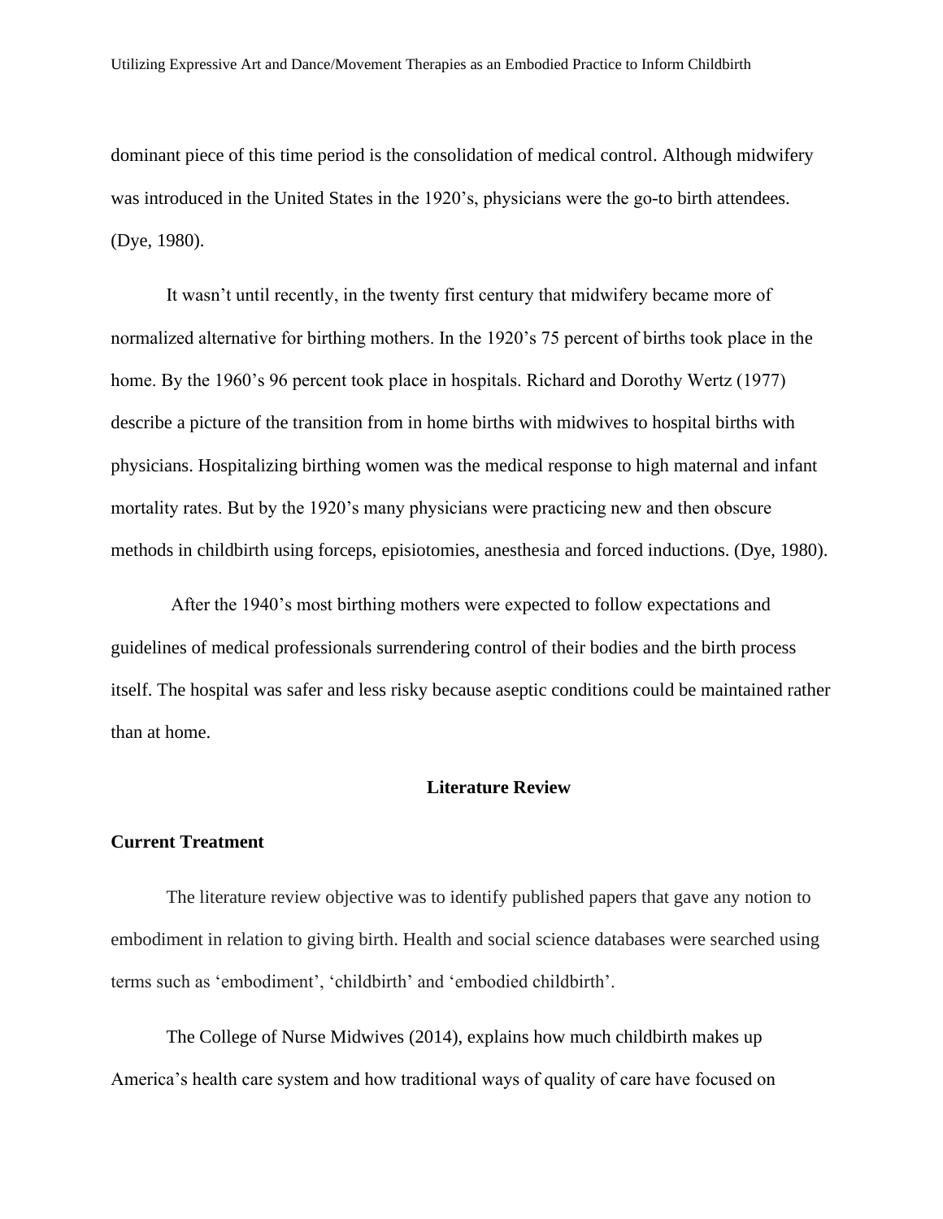dominant piece of this time period is the consolidation of medical control. Although midwifery was introduced in the United States in the 1920's, physicians were the go-to birth attendees. (Dye, 1980).

It wasn't until recently, in the twenty first century that midwifery became more of normalized alternative for birthing mothers. In the 1920's 75 percent of births took place in the home. By the 1960's 96 percent took place in hospitals. Richard and Dorothy Wertz (1977) describe a picture of the transition from in home births with midwives to hospital births with physicians. Hospitalizing birthing women was the medical response to high maternal and infant mortality rates. But by the 1920's many physicians were practicing new and then obscure methods in childbirth using forceps, episiotomies, anesthesia and forced inductions. (Dye, 1980).

After the 1940's most birthing mothers were expected to follow expectations and guidelines of medical professionals surrendering control of their bodies and the birth process itself. The hospital was safer and less risky because aseptic conditions could be maintained rather than at home.

## Literature Review

### Current Treatment

The literature review objective was to identify published papers that gave any notion to embodiment in relation to giving birth. Health and social science databases were searched using terms such as 'embodiment', 'childbirth' and 'embodied childbirth'.

The College of Nurse Midwives (2014), explains how much childbirth makes up America's health care system and how traditional ways of quality of care have focused on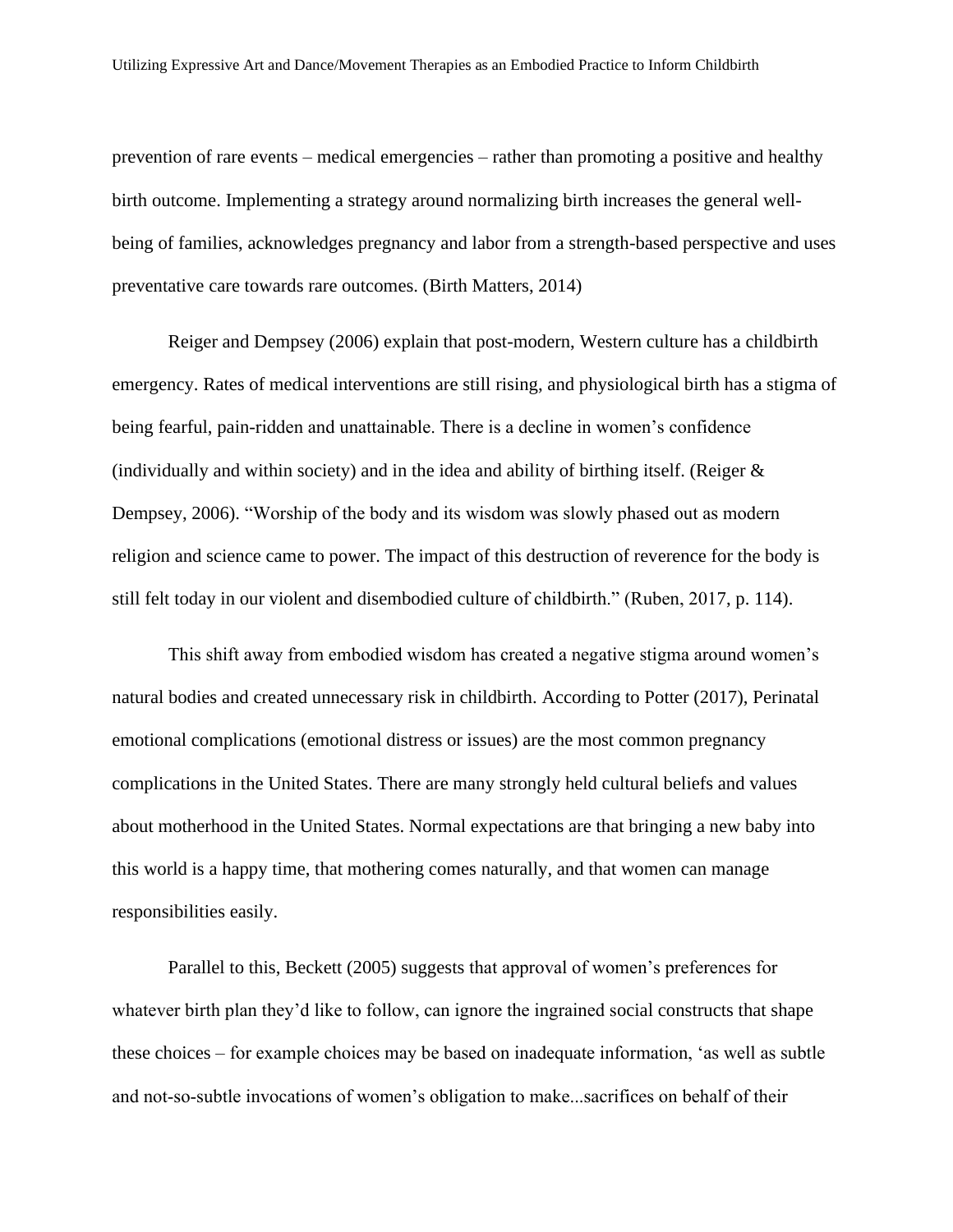prevention of rare events – medical emergencies – rather than promoting a positive and healthy birth outcome. Implementing a strategy around normalizing birth increases the general well-being of families, acknowledges pregnancy and labor from a strength-based perspective and uses preventative care towards rare outcomes. (Birth Matters, 2014)

Reiger and Dempsey (2006) explain that post-modern, Western culture has a childbirth emergency. Rates of medical interventions are still rising, and physiological birth has a stigma of being fearful, pain-ridden and unattainable. There is a decline in women's confidence (individually and within society) and in the idea and ability of birthing itself. (Reiger & Dempsey, 2006). "Worship of the body and its wisdom was slowly phased out as modern religion and science came to power. The impact of this destruction of reverence for the body is still felt today in our violent and disembodied culture of childbirth." (Ruben, 2017, p. 114).

This shift away from embodied wisdom has created a negative stigma around women's natural bodies and created unnecessary risk in childbirth. According to Potter (2017), Perinatal emotional complications (emotional distress or issues) are the most common pregnancy complications in the United States. There are many strongly held cultural beliefs and values about motherhood in the United States. Normal expectations are that bringing a new baby into this world is a happy time, that mothering comes naturally, and that women can manage responsibilities easily.

Parallel to this, Beckett (2005) suggests that approval of women's preferences for whatever birth plan they'd like to follow, can ignore the ingrained social constructs that shape these choices – for example choices may be based on inadequate information, 'as well as subtle and not-so-subtle invocations of women's obligation to make...sacrifices on behalf of their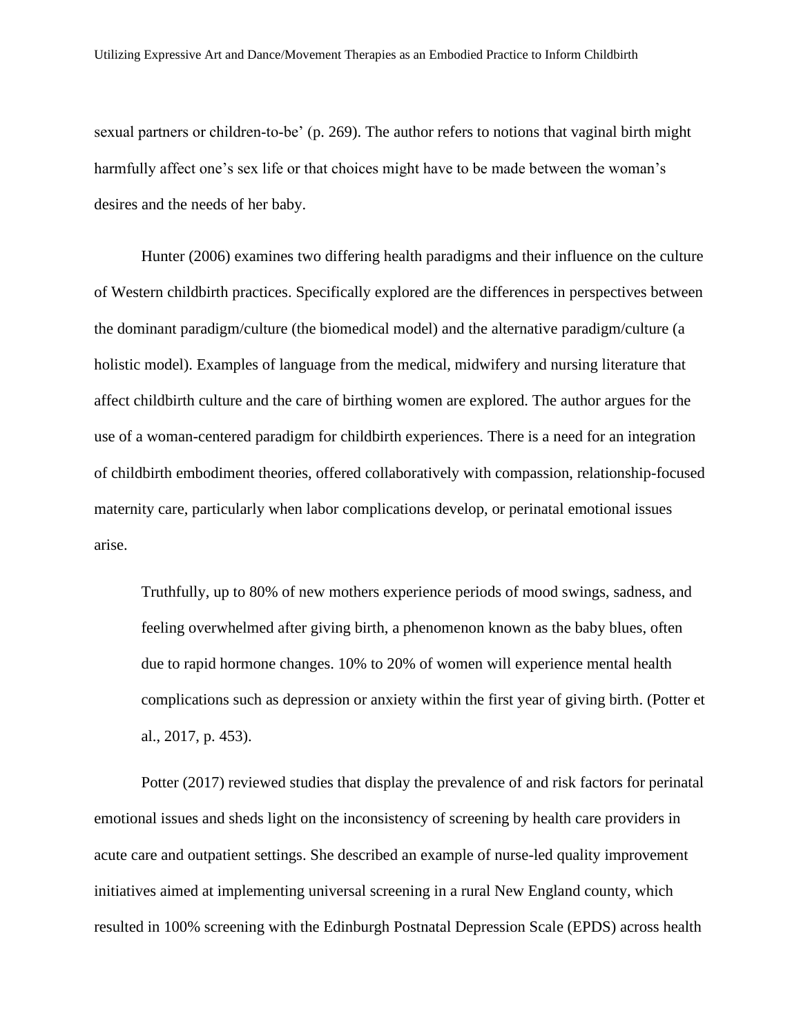sexual partners or children-to-be' (p. 269). The author refers to notions that vaginal birth might harmfully affect one's sex life or that choices might have to be made between the woman's desires and the needs of her baby.

Hunter (2006) examines two differing health paradigms and their influence on the culture of Western childbirth practices. Specifically explored are the differences in perspectives between the dominant paradigm/culture (the biomedical model) and the alternative paradigm/culture (a holistic model). Examples of language from the medical, midwifery and nursing literature that affect childbirth culture and the care of birthing women are explored. The author argues for the use of a woman-centered paradigm for childbirth experiences. There is a need for an integration of childbirth embodiment theories, offered collaboratively with compassion, relationship-focused maternity care, particularly when labor complications develop, or perinatal emotional issues arise.

> Truthfully, up to 80% of new mothers experience periods of mood swings, sadness, and feeling overwhelmed after giving birth, a phenomenon known as the baby blues, often due to rapid hormone changes. 10% to 20% of women will experience mental health complications such as depression or anxiety within the first year of giving birth. (Potter et al., 2017, p. 453).

Potter (2017) reviewed studies that display the prevalence of and risk factors for perinatal emotional issues and sheds light on the inconsistency of screening by health care providers in acute care and outpatient settings. She described an example of nurse-led quality improvement initiatives aimed at implementing universal screening in a rural New England county, which resulted in 100% screening with the Edinburgh Postnatal Depression Scale (EPDS) across health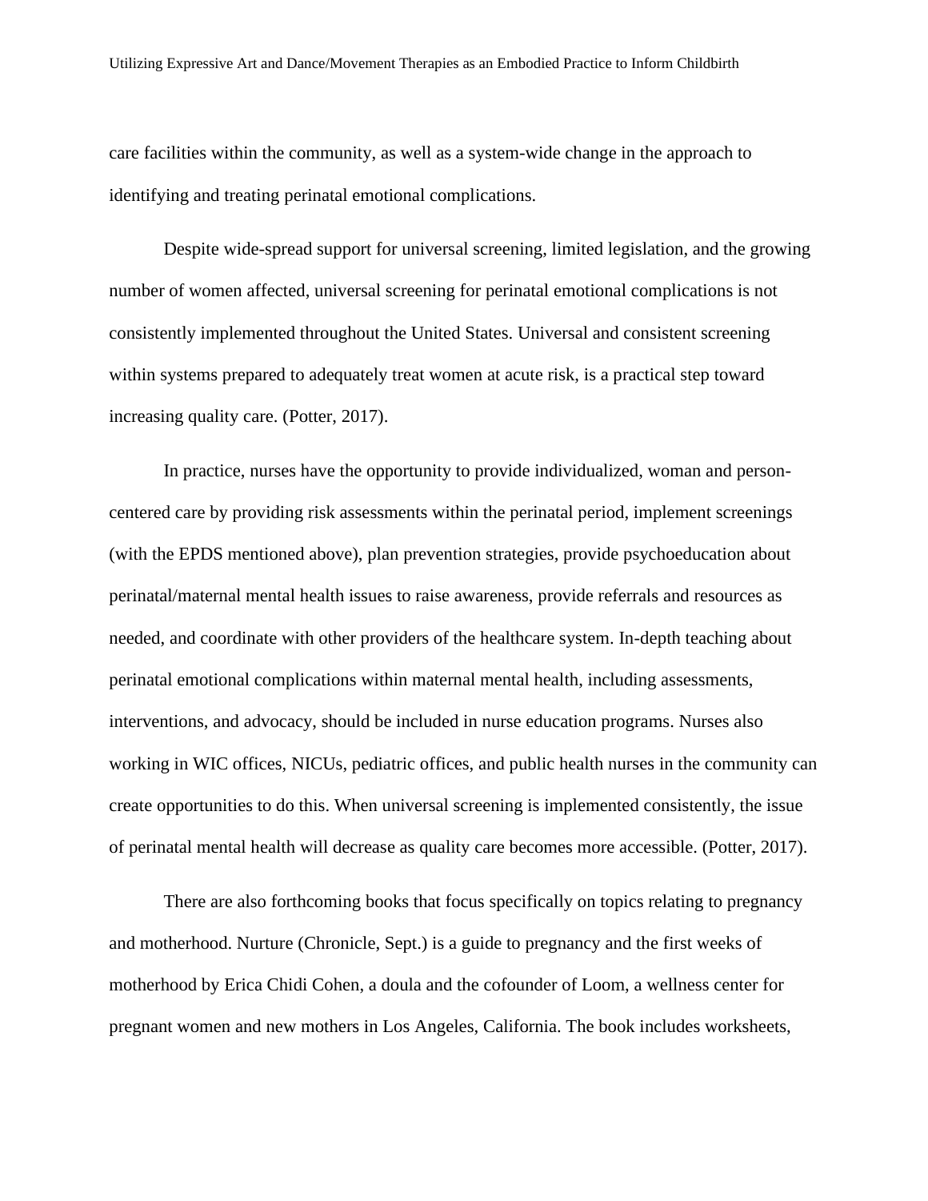care facilities within the community, as well as a system-wide change in the approach to identifying and treating perinatal emotional complications.

Despite wide-spread support for universal screening, limited legislation, and the growing number of women affected, universal screening for perinatal emotional complications is not consistently implemented throughout the United States. Universal and consistent screening within systems prepared to adequately treat women at acute risk, is a practical step toward increasing quality care. (Potter, 2017).

In practice, nurses have the opportunity to provide individualized, woman and person-centered care by providing risk assessments within the perinatal period, implement screenings (with the EPDS mentioned above), plan prevention strategies, provide psychoeducation about perinatal/maternal mental health issues to raise awareness, provide referrals and resources as needed, and coordinate with other providers of the healthcare system. In-depth teaching about perinatal emotional complications within maternal mental health, including assessments, interventions, and advocacy, should be included in nurse education programs. Nurses also working in WIC offices, NICUs, pediatric offices, and public health nurses in the community can create opportunities to do this. When universal screening is implemented consistently, the issue of perinatal mental health will decrease as quality care becomes more accessible. (Potter, 2017).

There are also forthcoming books that focus specifically on topics relating to pregnancy and motherhood. Nurture (Chronicle, Sept.) is a guide to pregnancy and the first weeks of motherhood by Erica Chidi Cohen, a doula and the cofounder of Loom, a wellness center for pregnant women and new mothers in Los Angeles, California. The book includes worksheets,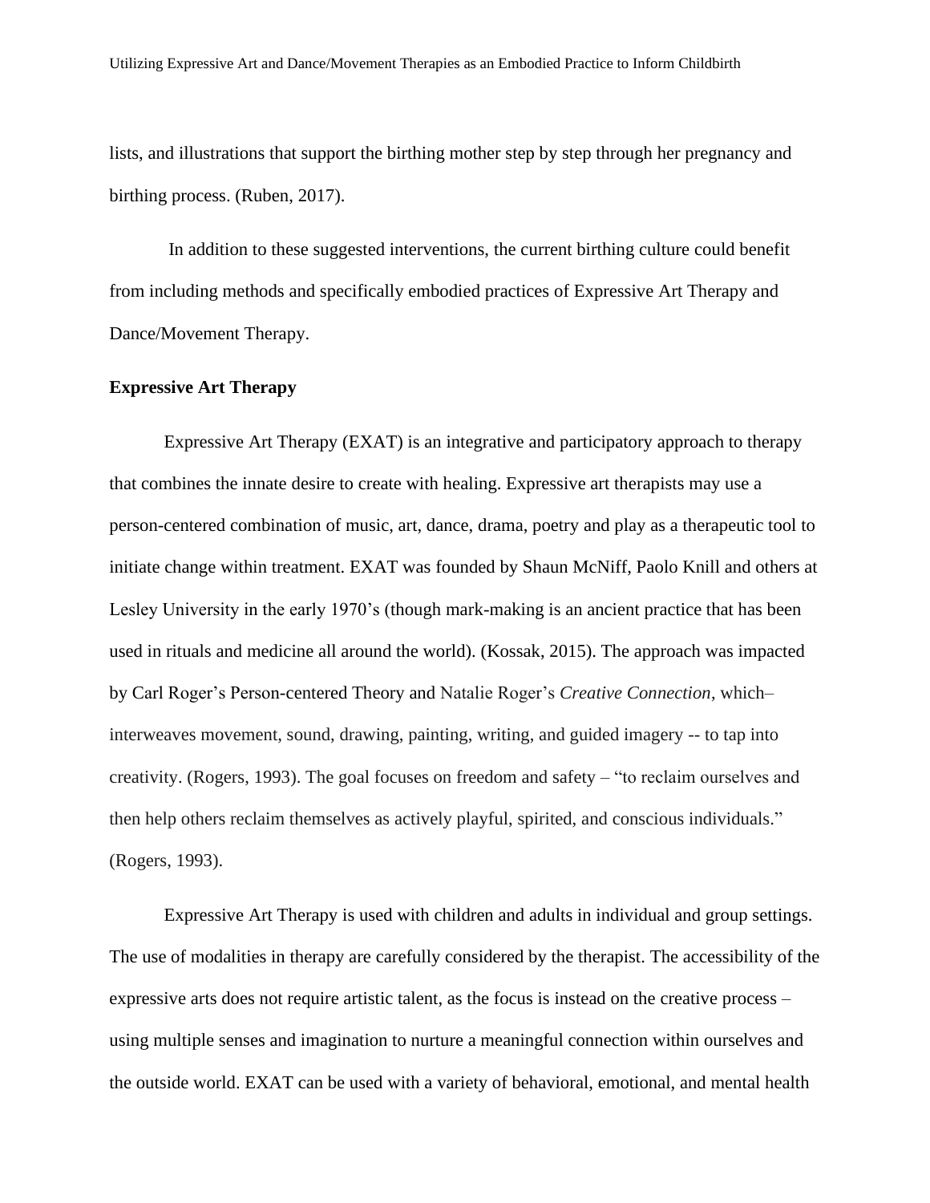lists, and illustrations that support the birthing mother step by step through her pregnancy and birthing process. (Ruben, 2017).

In addition to these suggested interventions, the current birthing culture could benefit from including methods and specifically embodied practices of Expressive Art Therapy and Dance/Movement Therapy.

**Expressive Art Therapy**

Expressive Art Therapy (EXAT) is an integrative and participatory approach to therapy that combines the innate desire to create with healing. Expressive art therapists may use a person-centered combination of music, art, dance, drama, poetry and play as a therapeutic tool to initiate change within treatment. EXAT was founded by Shaun McNiff, Paolo Knill and others at Lesley University in the early 1970's (though mark-making is an ancient practice that has been used in rituals and medicine all around the world). (Kossak, 2015). The approach was impacted by Carl Roger's Person-centered Theory and Natalie Roger's *Creative Connection*, which– interweaves movement, sound, drawing, painting, writing, and guided imagery -- to tap into creativity. (Rogers, 1993). The goal focuses on freedom and safety – "to reclaim ourselves and then help others reclaim themselves as actively playful, spirited, and conscious individuals." (Rogers, 1993).

Expressive Art Therapy is used with children and adults in individual and group settings. The use of modalities in therapy are carefully considered by the therapist. The accessibility of the expressive arts does not require artistic talent, as the focus is instead on the creative process – using multiple senses and imagination to nurture a meaningful connection within ourselves and the outside world. EXAT can be used with a variety of behavioral, emotional, and mental health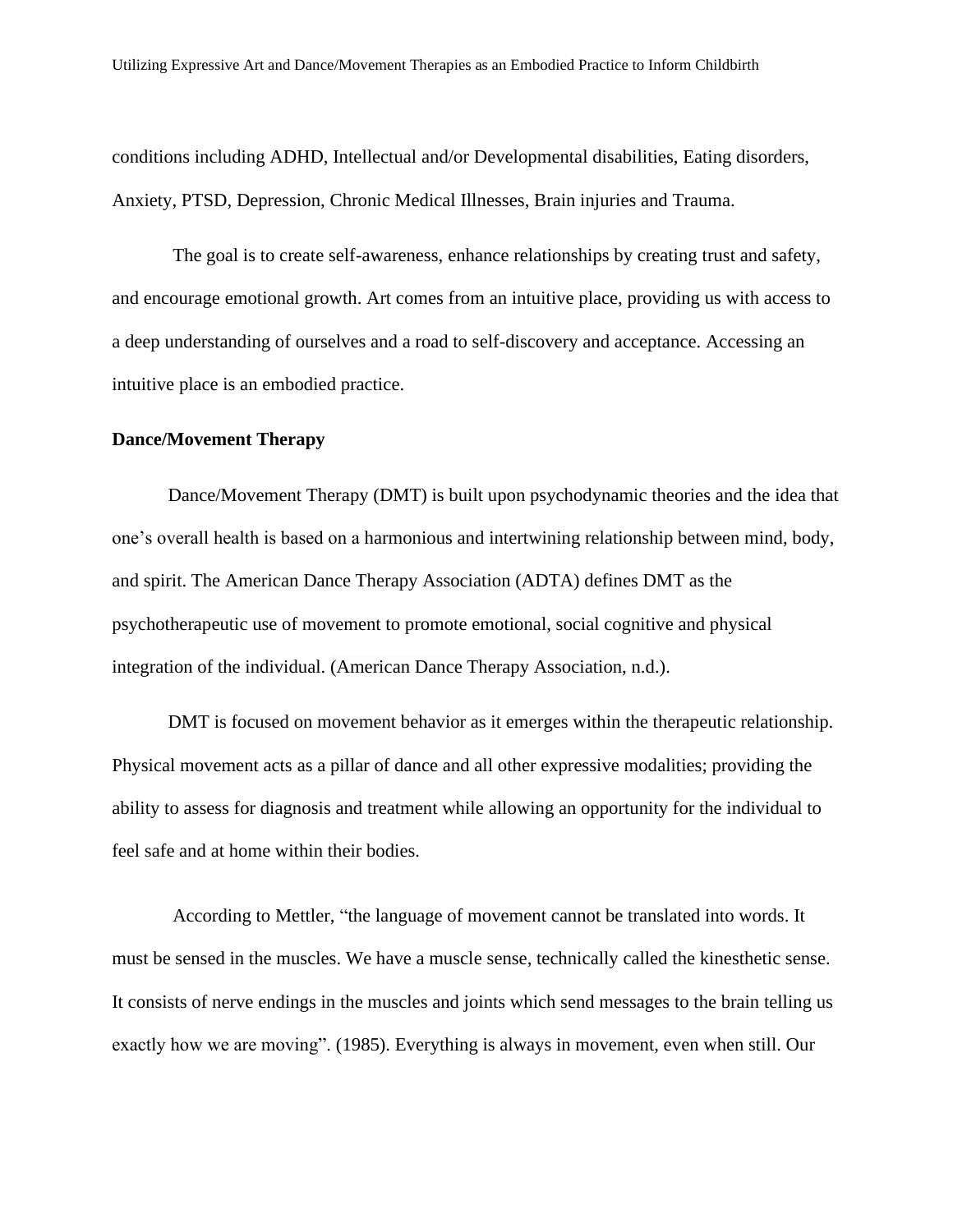conditions including ADHD, Intellectual and/or Developmental disabilities, Eating disorders, Anxiety, PTSD, Depression, Chronic Medical Illnesses, Brain injuries and Trauma.

The goal is to create self-awareness, enhance relationships by creating trust and safety, and encourage emotional growth. Art comes from an intuitive place, providing us with access to a deep understanding of ourselves and a road to self-discovery and acceptance. Accessing an intuitive place is an embodied practice.

**Dance/Movement Therapy**

Dance/Movement Therapy (DMT) is built upon psychodynamic theories and the idea that one's overall health is based on a harmonious and intertwining relationship between mind, body, and spirit. The American Dance Therapy Association (ADTA) defines DMT as the psychotherapeutic use of movement to promote emotional, social cognitive and physical integration of the individual. (American Dance Therapy Association, n.d.).

DMT is focused on movement behavior as it emerges within the therapeutic relationship. Physical movement acts as a pillar of dance and all other expressive modalities; providing the ability to assess for diagnosis and treatment while allowing an opportunity for the individual to feel safe and at home within their bodies.

According to Mettler, "the language of movement cannot be translated into words. It must be sensed in the muscles. We have a muscle sense, technically called the kinesthetic sense. It consists of nerve endings in the muscles and joints which send messages to the brain telling us exactly how we are moving". (1985). Everything is always in movement, even when still. Our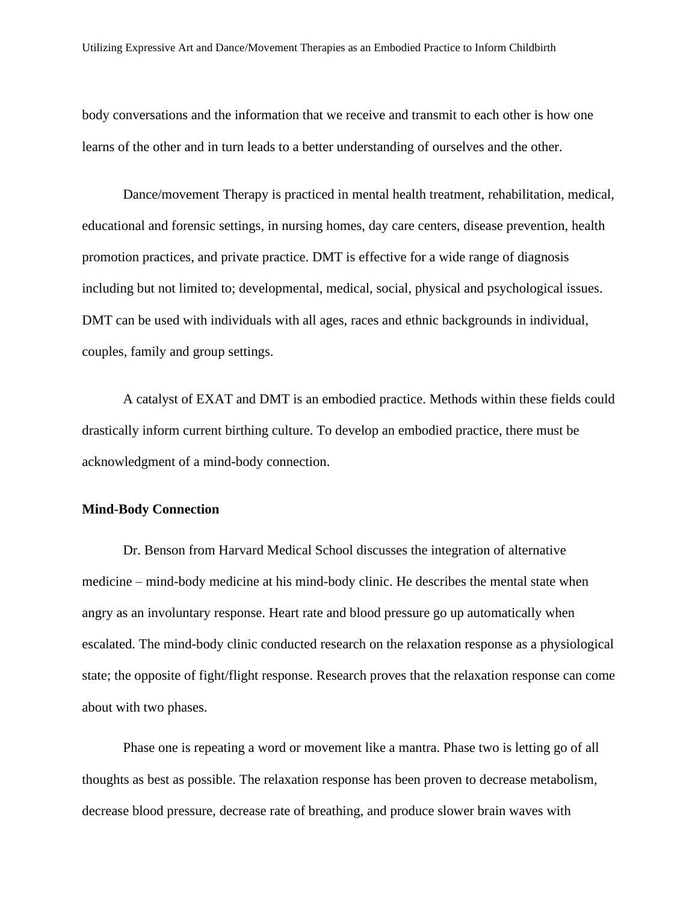body conversations and the information that we receive and transmit to each other is how one learns of the other and in turn leads to a better understanding of ourselves and the other.

Dance/movement Therapy is practiced in mental health treatment, rehabilitation, medical, educational and forensic settings, in nursing homes, day care centers, disease prevention, health promotion practices, and private practice. DMT is effective for a wide range of diagnosis including but not limited to; developmental, medical, social, physical and psychological issues. DMT can be used with individuals with all ages, races and ethnic backgrounds in individual, couples, family and group settings.

A catalyst of EXAT and DMT is an embodied practice. Methods within these fields could drastically inform current birthing culture. To develop an embodied practice, there must be acknowledgment of a mind-body connection.

**Mind-Body Connection**

Dr. Benson from Harvard Medical School discusses the integration of alternative medicine – mind-body medicine at his mind-body clinic. He describes the mental state when angry as an involuntary response. Heart rate and blood pressure go up automatically when escalated. The mind-body clinic conducted research on the relaxation response as a physiological state; the opposite of fight/flight response. Research proves that the relaxation response can come about with two phases.

Phase one is repeating a word or movement like a mantra. Phase two is letting go of all thoughts as best as possible. The relaxation response has been proven to decrease metabolism, decrease blood pressure, decrease rate of breathing, and produce slower brain waves with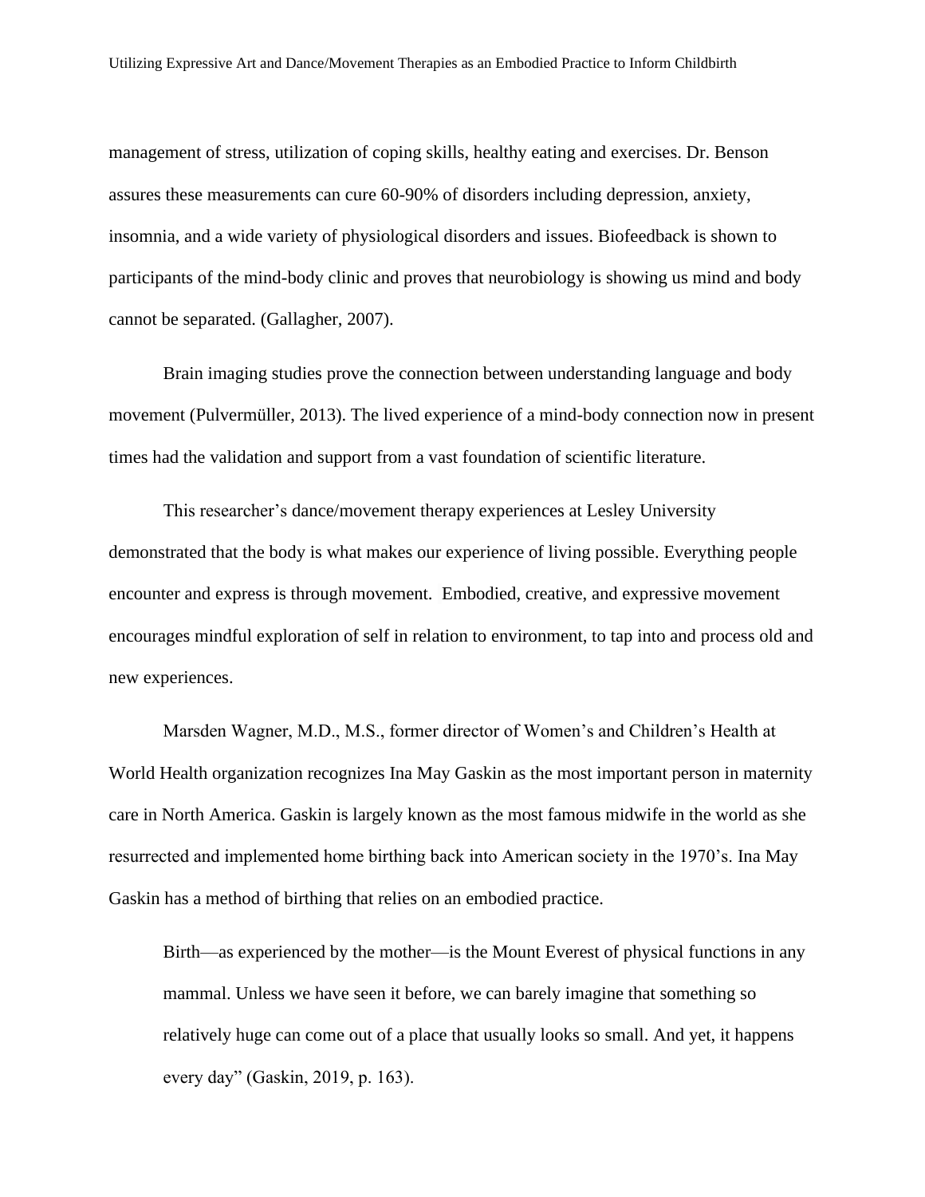management of stress, utilization of coping skills, healthy eating and exercises. Dr. Benson assures these measurements can cure 60-90% of disorders including depression, anxiety, insomnia, and a wide variety of physiological disorders and issues. Biofeedback is shown to participants of the mind-body clinic and proves that neurobiology is showing us mind and body cannot be separated. (Gallagher, 2007).

Brain imaging studies prove the connection between understanding language and body movement (Pulvermüller, 2013). The lived experience of a mind-body connection now in present times had the validation and support from a vast foundation of scientific literature.

This researcher's dance/movement therapy experiences at Lesley University demonstrated that the body is what makes our experience of living possible. Everything people encounter and express is through movement.  Embodied, creative, and expressive movement encourages mindful exploration of self in relation to environment, to tap into and process old and new experiences.

Marsden Wagner, M.D., M.S., former director of Women's and Children's Health at World Health organization recognizes Ina May Gaskin as the most important person in maternity care in North America. Gaskin is largely known as the most famous midwife in the world as she resurrected and implemented home birthing back into American society in the 1970's. Ina May Gaskin has a method of birthing that relies on an embodied practice.

> Birth—as experienced by the mother—is the Mount Everest of physical functions in any mammal. Unless we have seen it before, we can barely imagine that something so relatively huge can come out of a place that usually looks so small. And yet, it happens every day" (Gaskin, 2019, p. 163).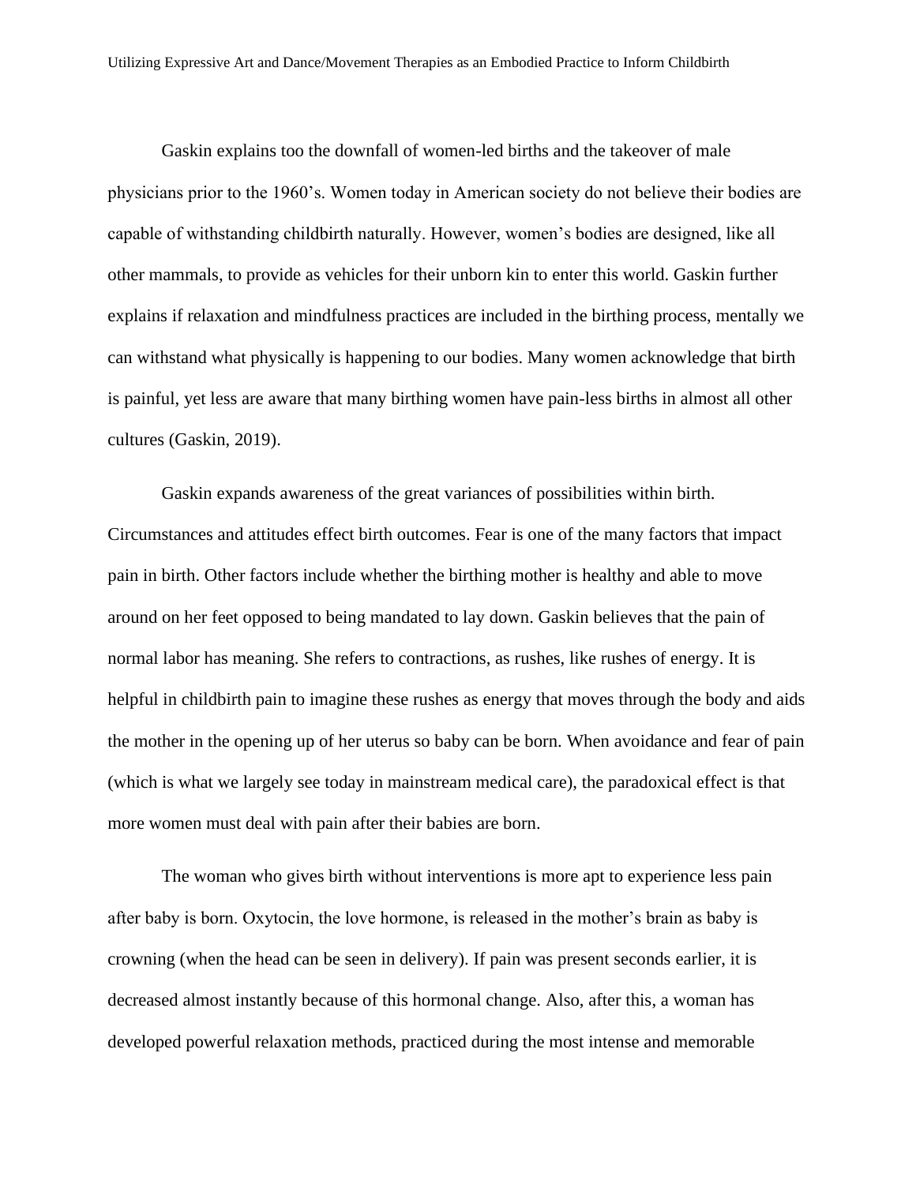Gaskin explains too the downfall of women-led births and the takeover of male physicians prior to the 1960's. Women today in American society do not believe their bodies are capable of withstanding childbirth naturally. However, women's bodies are designed, like all other mammals, to provide as vehicles for their unborn kin to enter this world. Gaskin further explains if relaxation and mindfulness practices are included in the birthing process, mentally we can withstand what physically is happening to our bodies. Many women acknowledge that birth is painful, yet less are aware that many birthing women have pain-less births in almost all other cultures (Gaskin, 2019).

Gaskin expands awareness of the great variances of possibilities within birth. Circumstances and attitudes effect birth outcomes. Fear is one of the many factors that impact pain in birth. Other factors include whether the birthing mother is healthy and able to move around on her feet opposed to being mandated to lay down. Gaskin believes that the pain of normal labor has meaning. She refers to contractions, as rushes, like rushes of energy. It is helpful in childbirth pain to imagine these rushes as energy that moves through the body and aids the mother in the opening up of her uterus so baby can be born. When avoidance and fear of pain (which is what we largely see today in mainstream medical care), the paradoxical effect is that more women must deal with pain after their babies are born.

The woman who gives birth without interventions is more apt to experience less pain after baby is born. Oxytocin, the love hormone, is released in the mother's brain as baby is crowning (when the head can be seen in delivery). If pain was present seconds earlier, it is decreased almost instantly because of this hormonal change. Also, after this, a woman has developed powerful relaxation methods, practiced during the most intense and memorable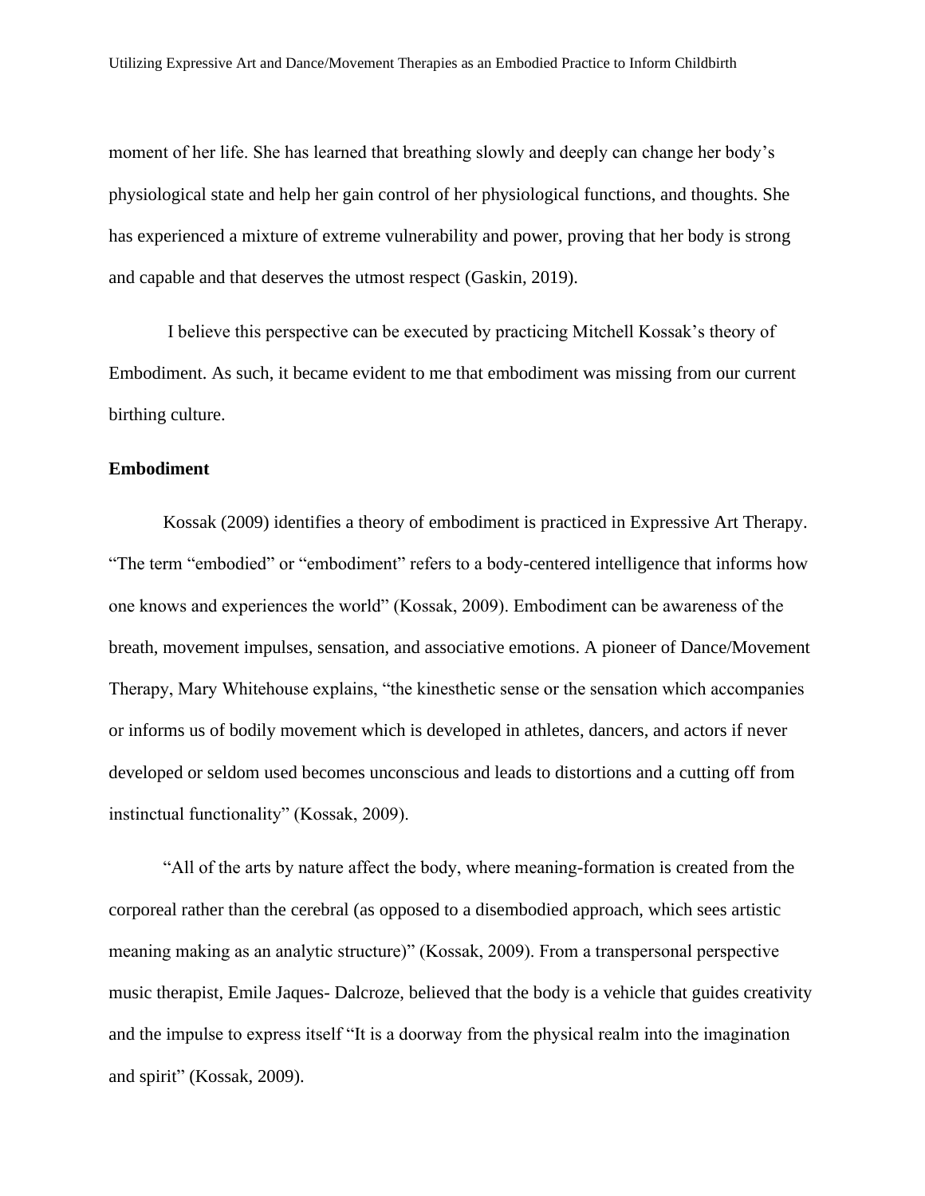moment of her life. She has learned that breathing slowly and deeply can change her body's physiological state and help her gain control of her physiological functions, and thoughts. She has experienced a mixture of extreme vulnerability and power, proving that her body is strong and capable and that deserves the utmost respect (Gaskin, 2019).

I believe this perspective can be executed by practicing Mitchell Kossak's theory of Embodiment. As such, it became evident to me that embodiment was missing from our current birthing culture.

**Embodiment**

Kossak (2009) identifies a theory of embodiment is practiced in Expressive Art Therapy. "The term "embodied" or "embodiment" refers to a body-centered intelligence that informs how one knows and experiences the world" (Kossak, 2009). Embodiment can be awareness of the breath, movement impulses, sensation, and associative emotions. A pioneer of Dance/Movement Therapy, Mary Whitehouse explains, "the kinesthetic sense or the sensation which accompanies or informs us of bodily movement which is developed in athletes, dancers, and actors if never developed or seldom used becomes unconscious and leads to distortions and a cutting off from instinctual functionality" (Kossak, 2009).

"All of the arts by nature affect the body, where meaning-formation is created from the corporeal rather than the cerebral (as opposed to a disembodied approach, which sees artistic meaning making as an analytic structure)" (Kossak, 2009). From a transpersonal perspective music therapist, Emile Jaques- Dalcroze, believed that the body is a vehicle that guides creativity and the impulse to express itself "It is a doorway from the physical realm into the imagination and spirit" (Kossak, 2009).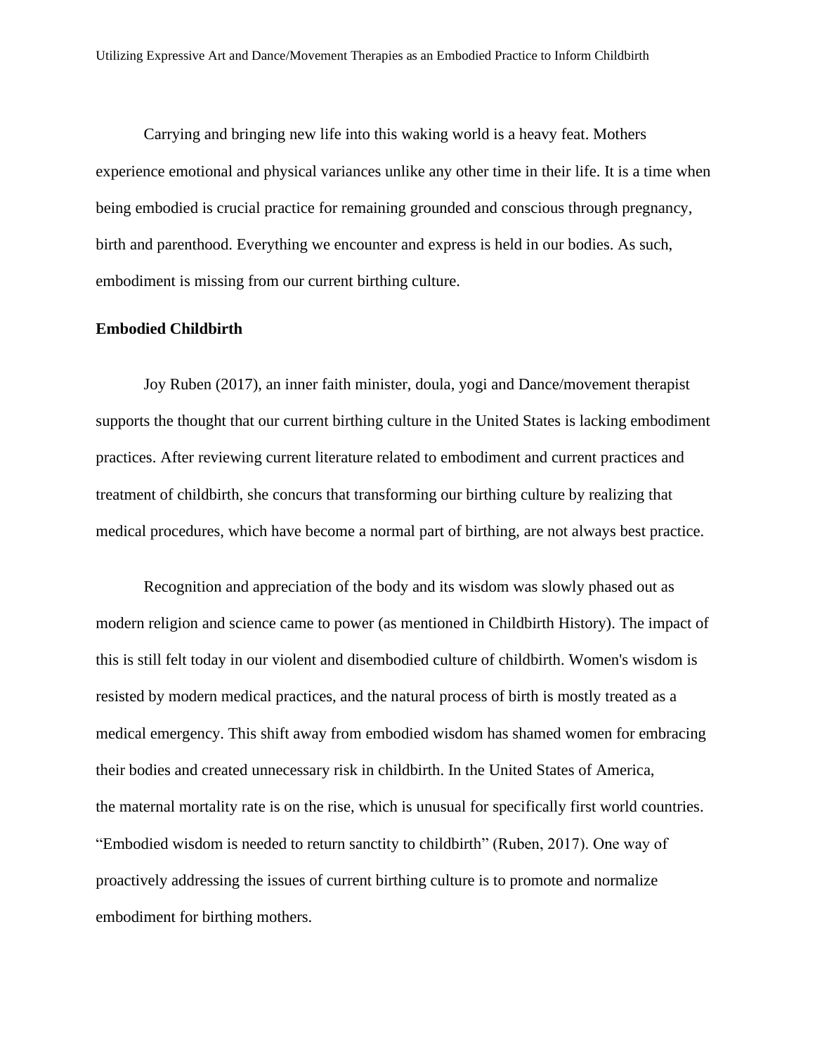Carrying and bringing new life into this waking world is a heavy feat. Mothers experience emotional and physical variances unlike any other time in their life. It is a time when being embodied is crucial practice for remaining grounded and conscious through pregnancy, birth and parenthood. Everything we encounter and express is held in our bodies. As such, embodiment is missing from our current birthing culture.

**Embodied Childbirth**

Joy Ruben (2017), an inner faith minister, doula, yogi and Dance/movement therapist supports the thought that our current birthing culture in the United States is lacking embodiment practices. After reviewing current literature related to embodiment and current practices and treatment of childbirth, she concurs that transforming our birthing culture by realizing that medical procedures, which have become a normal part of birthing, are not always best practice.

Recognition and appreciation of the body and its wisdom was slowly phased out as modern religion and science came to power (as mentioned in Childbirth History). The impact of this is still felt today in our violent and disembodied culture of childbirth. Women's wisdom is resisted by modern medical practices, and the natural process of birth is mostly treated as a medical emergency. This shift away from embodied wisdom has shamed women for embracing their bodies and created unnecessary risk in childbirth. In the United States of America, the maternal mortality rate is on the rise, which is unusual for specifically first world countries. “Embodied wisdom is needed to return sanctity to childbirth” (Ruben, 2017). One way of proactively addressing the issues of current birthing culture is to promote and normalize embodiment for birthing mothers.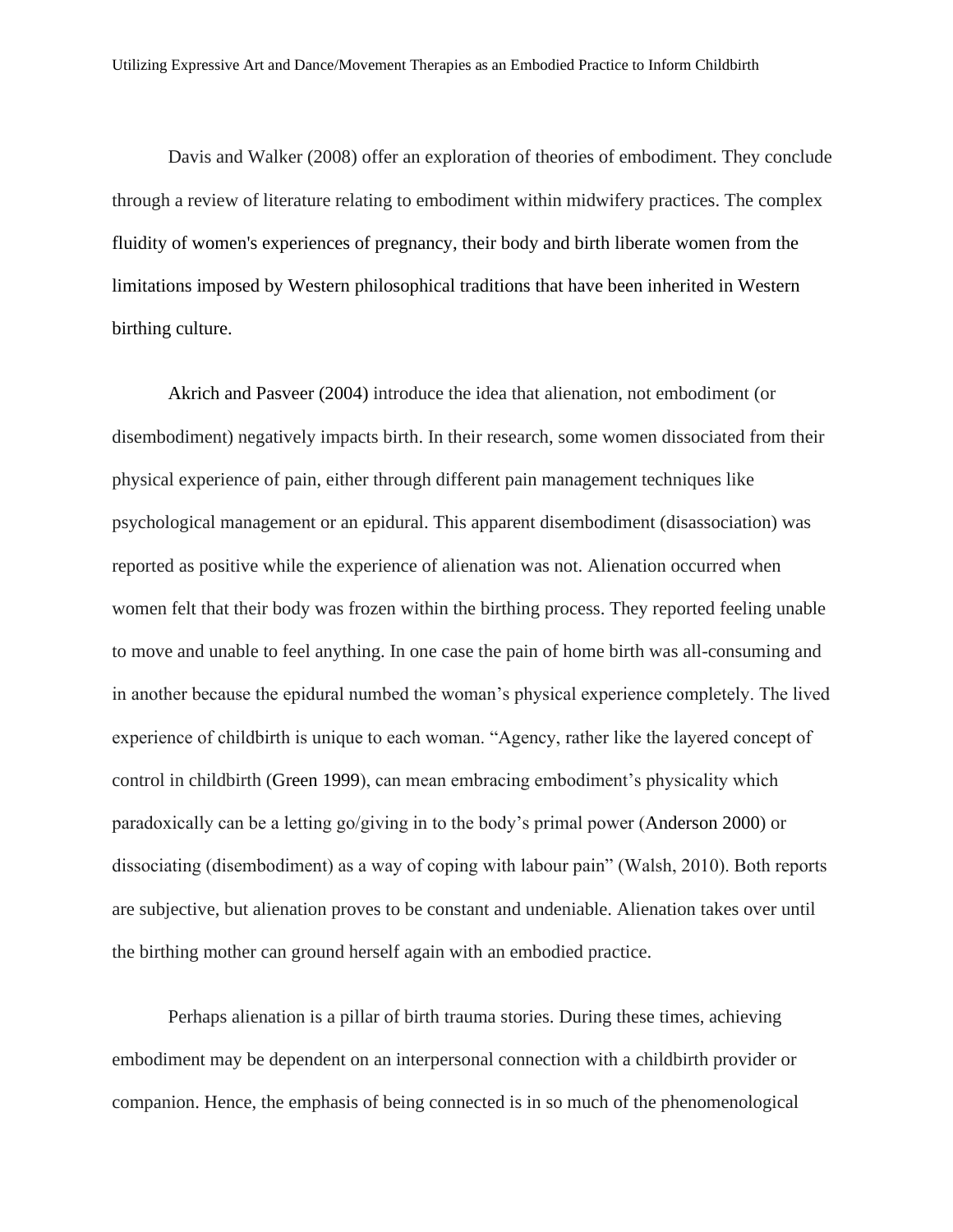Davis and Walker (2008) offer an exploration of theories of embodiment. They conclude through a review of literature relating to embodiment within midwifery practices. The complex fluidity of women's experiences of pregnancy, their body and birth liberate women from the limitations imposed by Western philosophical traditions that have been inherited in Western birthing culture.

Akrich and Pasveer (2004) introduce the idea that alienation, not embodiment (or disembodiment) negatively impacts birth. In their research, some women dissociated from their physical experience of pain, either through different pain management techniques like psychological management or an epidural. This apparent disembodiment (disassociation) was reported as positive while the experience of alienation was not. Alienation occurred when women felt that their body was frozen within the birthing process. They reported feeling unable to move and unable to feel anything. In one case the pain of home birth was all-consuming and in another because the epidural numbed the woman's physical experience completely. The lived experience of childbirth is unique to each woman. "Agency, rather like the layered concept of control in childbirth (Green 1999), can mean embracing embodiment's physicality which paradoxically can be a letting go/giving in to the body's primal power (Anderson 2000) or dissociating (disembodiment) as a way of coping with labour pain" (Walsh, 2010). Both reports are subjective, but alienation proves to be constant and undeniable. Alienation takes over until the birthing mother can ground herself again with an embodied practice.

Perhaps alienation is a pillar of birth trauma stories. During these times, achieving embodiment may be dependent on an interpersonal connection with a childbirth provider or companion. Hence, the emphasis of being connected is in so much of the phenomenological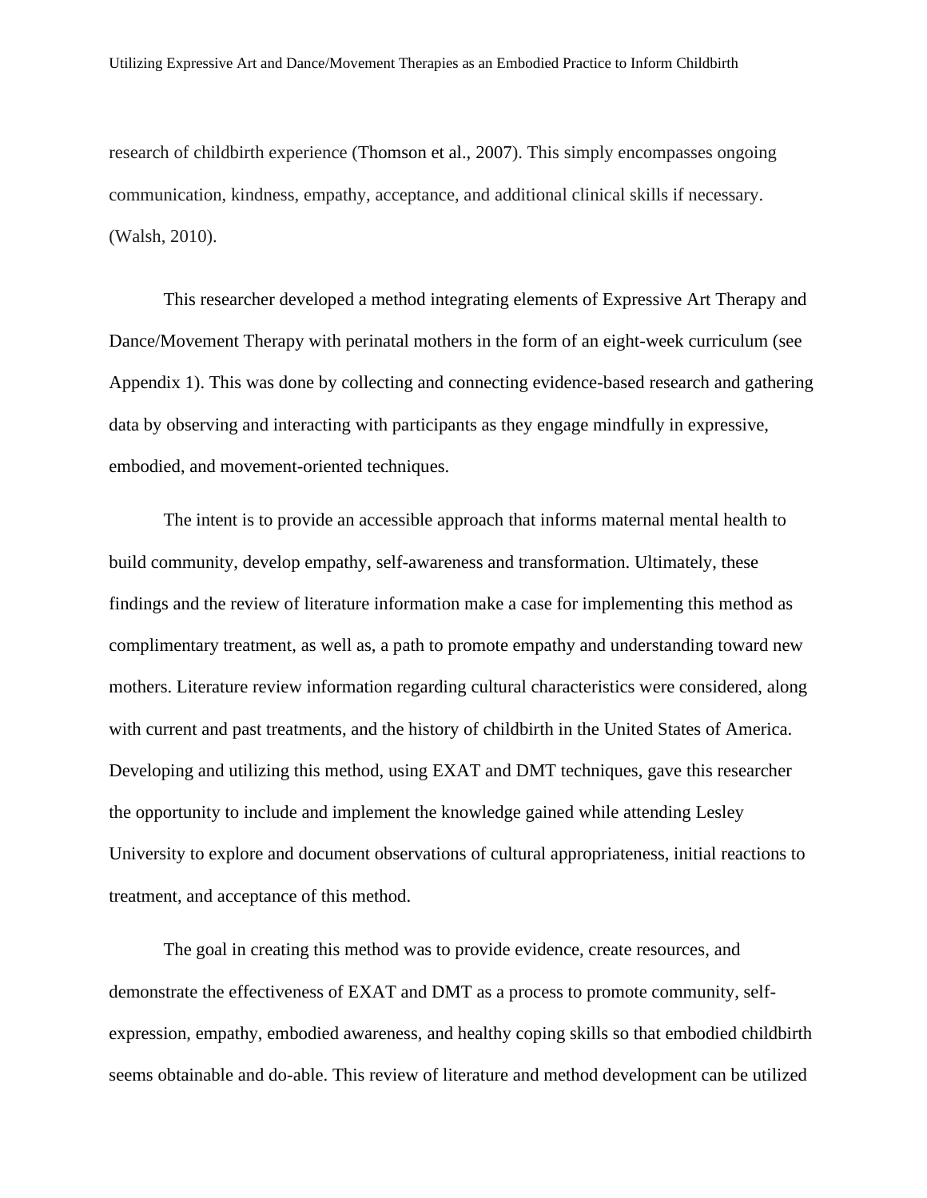research of childbirth experience (Thomson et al., 2007). This simply encompasses ongoing communication, kindness, empathy, acceptance, and additional clinical skills if necessary. (Walsh, 2010).

This researcher developed a method integrating elements of Expressive Art Therapy and Dance/Movement Therapy with perinatal mothers in the form of an eight-week curriculum (see Appendix 1). This was done by collecting and connecting evidence-based research and gathering data by observing and interacting with participants as they engage mindfully in expressive, embodied, and movement-oriented techniques.

The intent is to provide an accessible approach that informs maternal mental health to build community, develop empathy, self-awareness and transformation. Ultimately, these findings and the review of literature information make a case for implementing this method as complimentary treatment, as well as, a path to promote empathy and understanding toward new mothers. Literature review information regarding cultural characteristics were considered, along with current and past treatments, and the history of childbirth in the United States of America. Developing and utilizing this method, using EXAT and DMT techniques, gave this researcher the opportunity to include and implement the knowledge gained while attending Lesley University to explore and document observations of cultural appropriateness, initial reactions to treatment, and acceptance of this method.

The goal in creating this method was to provide evidence, create resources, and demonstrate the effectiveness of EXAT and DMT as a process to promote community, self-expression, empathy, embodied awareness, and healthy coping skills so that embodied childbirth seems obtainable and do-able. This review of literature and method development can be utilized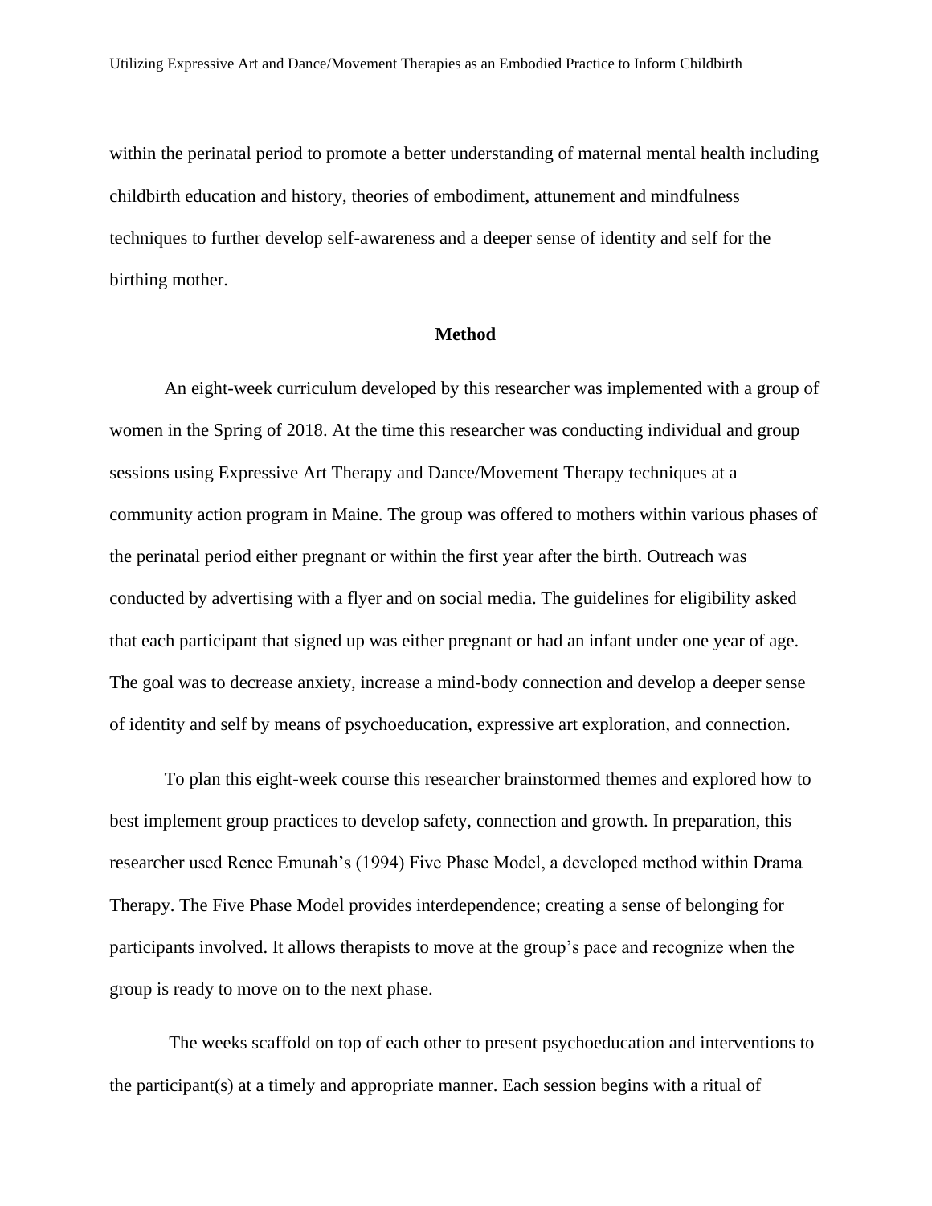within the perinatal period to promote a better understanding of maternal mental health including childbirth education and history, theories of embodiment, attunement and mindfulness techniques to further develop self-awareness and a deeper sense of identity and self for the birthing mother.

## Method

An eight-week curriculum developed by this researcher was implemented with a group of women in the Spring of 2018. At the time this researcher was conducting individual and group sessions using Expressive Art Therapy and Dance/Movement Therapy techniques at a community action program in Maine. The group was offered to mothers within various phases of the perinatal period either pregnant or within the first year after the birth. Outreach was conducted by advertising with a flyer and on social media. The guidelines for eligibility asked that each participant that signed up was either pregnant or had an infant under one year of age. The goal was to decrease anxiety, increase a mind-body connection and develop a deeper sense of identity and self by means of psychoeducation, expressive art exploration, and connection.

To plan this eight-week course this researcher brainstormed themes and explored how to best implement group practices to develop safety, connection and growth. In preparation, this researcher used Renee Emunah's (1994) Five Phase Model, a developed method within Drama Therapy. The Five Phase Model provides interdependence; creating a sense of belonging for participants involved. It allows therapists to move at the group's pace and recognize when the group is ready to move on to the next phase.

The weeks scaffold on top of each other to present psychoeducation and interventions to the participant(s) at a timely and appropriate manner. Each session begins with a ritual of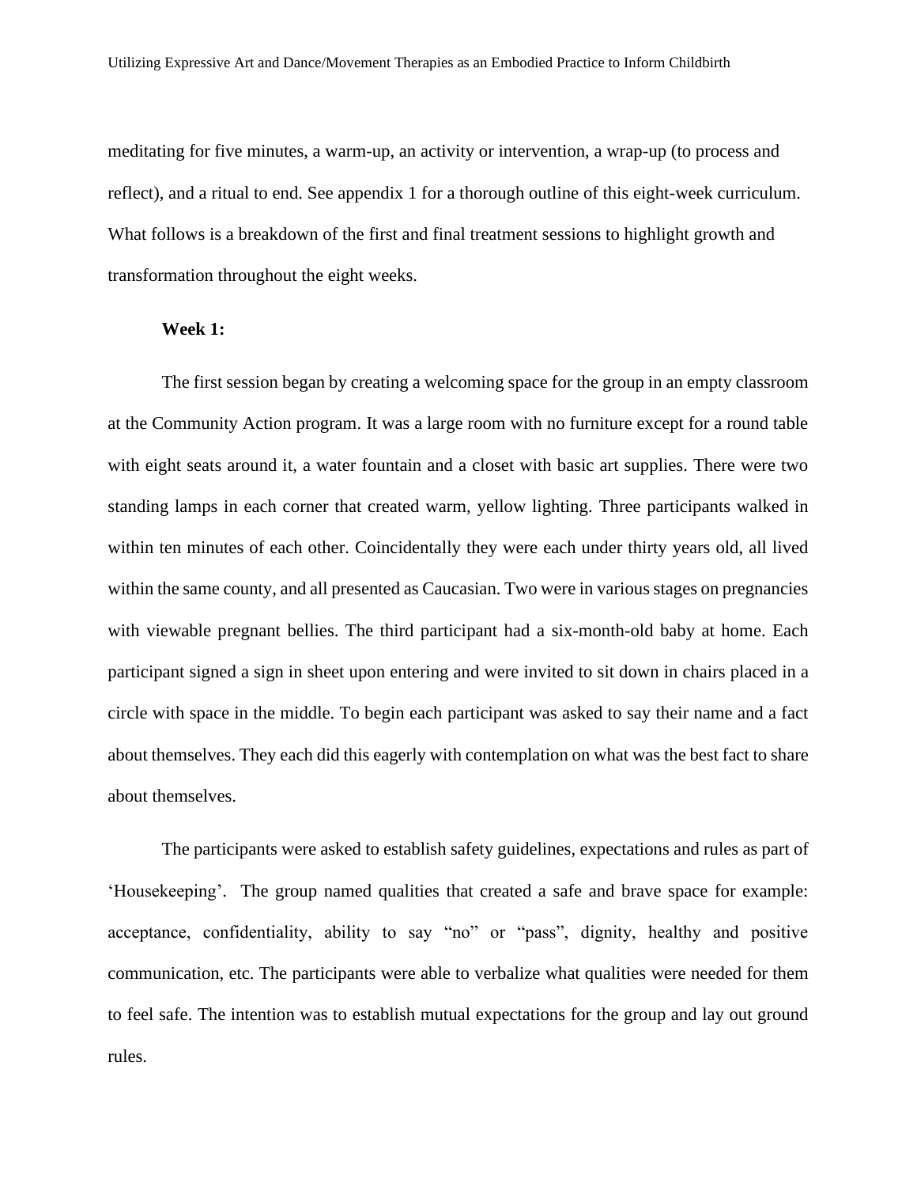meditating for five minutes, a warm-up, an activity or intervention, a wrap-up (to process and reflect), and a ritual to end. See appendix 1 for a thorough outline of this eight-week curriculum. What follows is a breakdown of the first and final treatment sessions to highlight growth and transformation throughout the eight weeks.

**Week 1:**

The first session began by creating a welcoming space for the group in an empty classroom at the Community Action program. It was a large room with no furniture except for a round table with eight seats around it, a water fountain and a closet with basic art supplies. There were two standing lamps in each corner that created warm, yellow lighting. Three participants walked in within ten minutes of each other. Coincidentally they were each under thirty years old, all lived within the same county, and all presented as Caucasian. Two were in various stages on pregnancies with viewable pregnant bellies. The third participant had a six-month-old baby at home. Each participant signed a sign in sheet upon entering and were invited to sit down in chairs placed in a circle with space in the middle. To begin each participant was asked to say their name and a fact about themselves. They each did this eagerly with contemplation on what was the best fact to share about themselves.

The participants were asked to establish safety guidelines, expectations and rules as part of 'Housekeeping'. The group named qualities that created a safe and brave space for example: acceptance, confidentiality, ability to say "no" or "pass", dignity, healthy and positive communication, etc. The participants were able to verbalize what qualities were needed for them to feel safe. The intention was to establish mutual expectations for the group and lay out ground rules.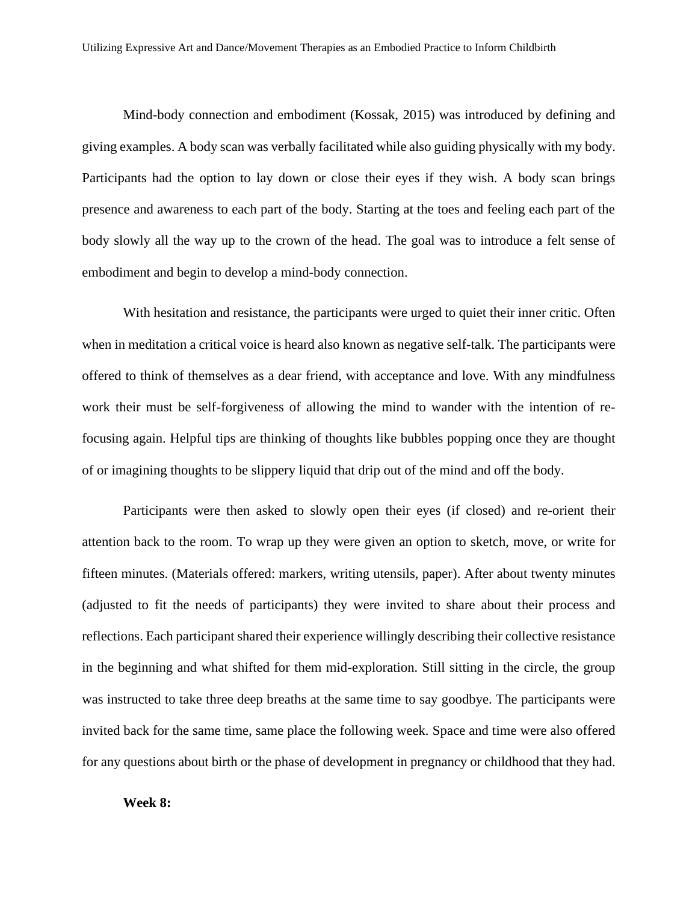Mind-body connection and embodiment (Kossak, 2015) was introduced by defining and giving examples. A body scan was verbally facilitated while also guiding physically with my body. Participants had the option to lay down or close their eyes if they wish. A body scan brings presence and awareness to each part of the body. Starting at the toes and feeling each part of the body slowly all the way up to the crown of the head. The goal was to introduce a felt sense of embodiment and begin to develop a mind-body connection.

With hesitation and resistance, the participants were urged to quiet their inner critic. Often when in meditation a critical voice is heard also known as negative self-talk. The participants were offered to think of themselves as a dear friend, with acceptance and love. With any mindfulness work their must be self-forgiveness of allowing the mind to wander with the intention of re-focusing again. Helpful tips are thinking of thoughts like bubbles popping once they are thought of or imagining thoughts to be slippery liquid that drip out of the mind and off the body.

Participants were then asked to slowly open their eyes (if closed) and re-orient their attention back to the room. To wrap up they were given an option to sketch, move, or write for fifteen minutes. (Materials offered: markers, writing utensils, paper). After about twenty minutes (adjusted to fit the needs of participants) they were invited to share about their process and reflections. Each participant shared their experience willingly describing their collective resistance in the beginning and what shifted for them mid-exploration. Still sitting in the circle, the group was instructed to take three deep breaths at the same time to say goodbye. The participants were invited back for the same time, same place the following week. Space and time were also offered for any questions about birth or the phase of development in pregnancy or childhood that they had.

**Week 8:**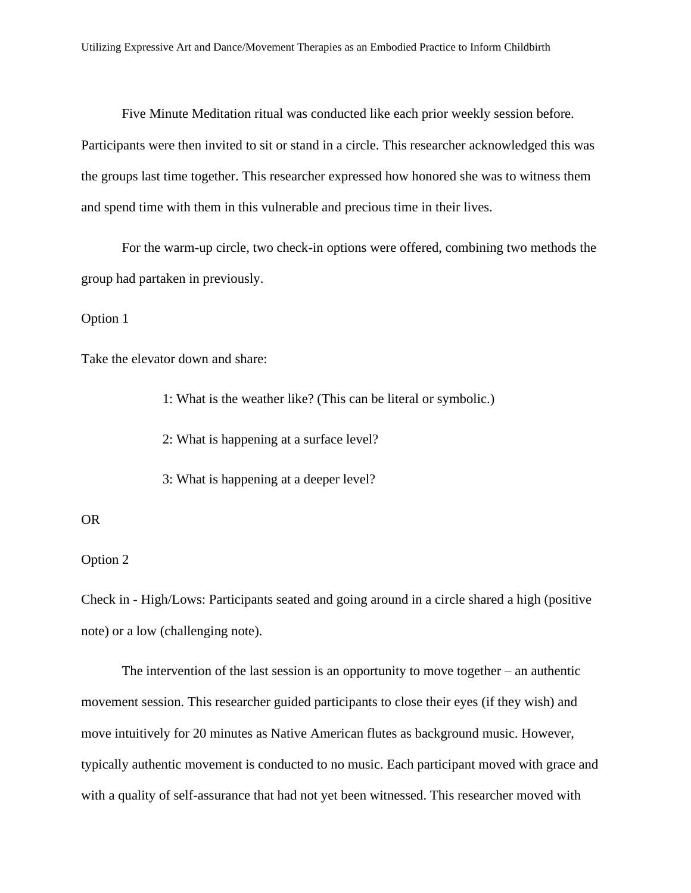Five Minute Meditation ritual was conducted like each prior weekly session before. Participants were then invited to sit or stand in a circle. This researcher acknowledged this was the groups last time together. This researcher expressed how honored she was to witness them and spend time with them in this vulnerable and precious time in their lives.

For the warm-up circle, two check-in options were offered, combining two methods the group had partaken in previously.

Option 1

Take the elevator down and share:

1: What is the weather like? (This can be literal or symbolic.)

2: What is happening at a surface level?

3: What is happening at a deeper level?

OR

Option 2

Check in - High/Lows: Participants seated and going around in a circle shared a high (positive note) or a low (challenging note).

The intervention of the last session is an opportunity to move together – an authentic movement session. This researcher guided participants to close their eyes (if they wish) and move intuitively for 20 minutes as Native American flutes as background music. However, typically authentic movement is conducted to no music. Each participant moved with grace and with a quality of self-assurance that had not yet been witnessed. This researcher moved with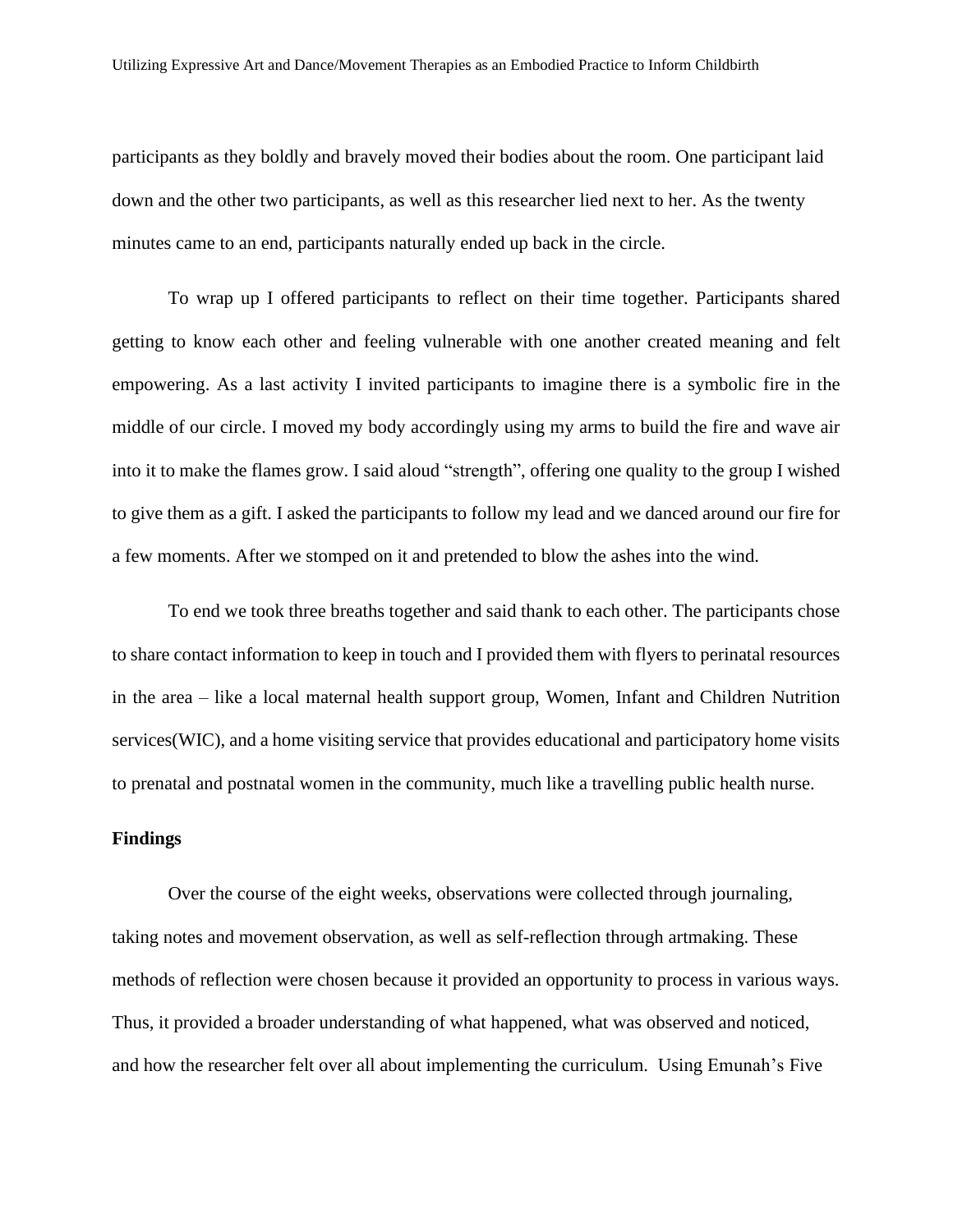participants as they boldly and bravely moved their bodies about the room. One participant laid down and the other two participants, as well as this researcher lied next to her. As the twenty minutes came to an end, participants naturally ended up back in the circle.

To wrap up I offered participants to reflect on their time together. Participants shared getting to know each other and feeling vulnerable with one another created meaning and felt empowering. As a last activity I invited participants to imagine there is a symbolic fire in the middle of our circle. I moved my body accordingly using my arms to build the fire and wave air into it to make the flames grow. I said aloud "strength", offering one quality to the group I wished to give them as a gift. I asked the participants to follow my lead and we danced around our fire for a few moments. After we stomped on it and pretended to blow the ashes into the wind.

To end we took three breaths together and said thank to each other. The participants chose to share contact information to keep in touch and I provided them with flyers to perinatal resources in the area – like a local maternal health support group, Women, Infant and Children Nutrition services(WIC), and a home visiting service that provides educational and participatory home visits to prenatal and postnatal women in the community, much like a travelling public health nurse.

**Findings**

Over the course of the eight weeks, observations were collected through journaling, taking notes and movement observation, as well as self-reflection through artmaking. These methods of reflection were chosen because it provided an opportunity to process in various ways. Thus, it provided a broader understanding of what happened, what was observed and noticed, and how the researcher felt over all about implementing the curriculum. Using Emunah's Five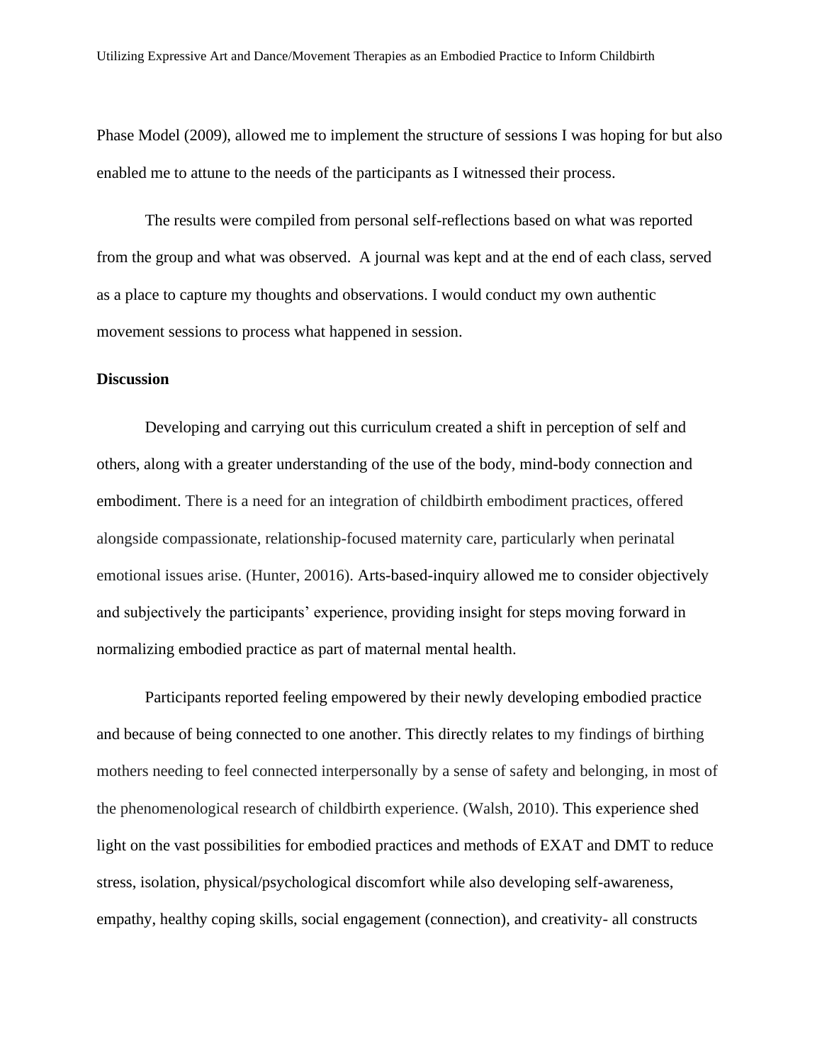Phase Model (2009), allowed me to implement the structure of sessions I was hoping for but also enabled me to attune to the needs of the participants as I witnessed their process.

The results were compiled from personal self-reflections based on what was reported from the group and what was observed. A journal was kept and at the end of each class, served as a place to capture my thoughts and observations. I would conduct my own authentic movement sessions to process what happened in session.

**Discussion**

Developing and carrying out this curriculum created a shift in perception of self and others, along with a greater understanding of the use of the body, mind-body connection and embodiment. There is a need for an integration of childbirth embodiment practices, offered alongside compassionate, relationship-focused maternity care, particularly when perinatal emotional issues arise. (Hunter, 20016). Arts-based-inquiry allowed me to consider objectively and subjectively the participants' experience, providing insight for steps moving forward in normalizing embodied practice as part of maternal mental health.

Participants reported feeling empowered by their newly developing embodied practice and because of being connected to one another. This directly relates to my findings of birthing mothers needing to feel connected interpersonally by a sense of safety and belonging, in most of the phenomenological research of childbirth experience. (Walsh, 2010). This experience shed light on the vast possibilities for embodied practices and methods of EXAT and DMT to reduce stress, isolation, physical/psychological discomfort while also developing self-awareness, empathy, healthy coping skills, social engagement (connection), and creativity- all constructs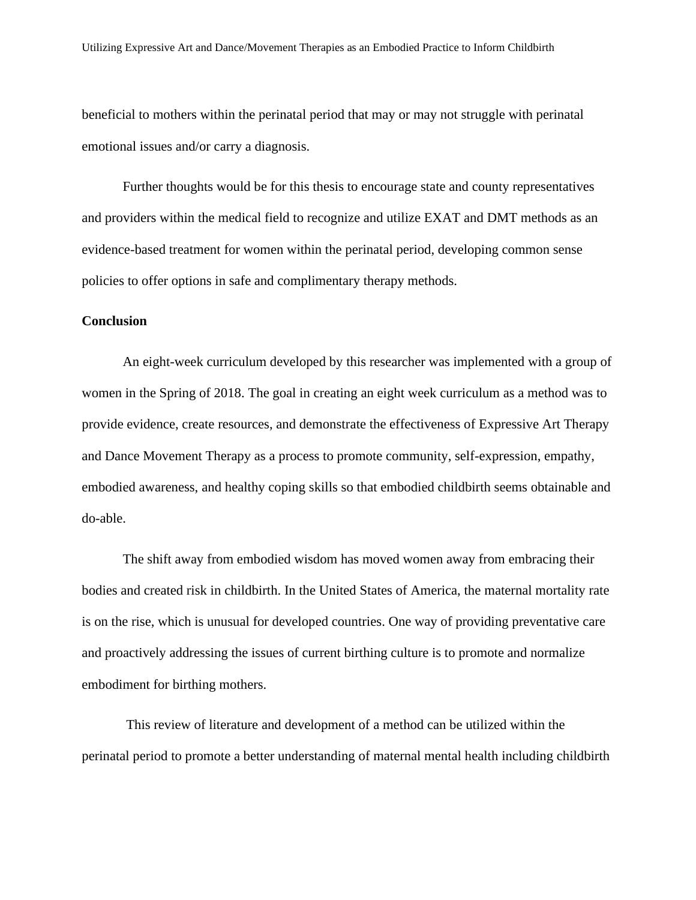beneficial to mothers within the perinatal period that may or may not struggle with perinatal emotional issues and/or carry a diagnosis.

Further thoughts would be for this thesis to encourage state and county representatives and providers within the medical field to recognize and utilize EXAT and DMT methods as an evidence-based treatment for women within the perinatal period, developing common sense policies to offer options in safe and complimentary therapy methods.

**Conclusion**

An eight-week curriculum developed by this researcher was implemented with a group of women in the Spring of 2018. The goal in creating an eight week curriculum as a method was to provide evidence, create resources, and demonstrate the effectiveness of Expressive Art Therapy and Dance Movement Therapy as a process to promote community, self-expression, empathy, embodied awareness, and healthy coping skills so that embodied childbirth seems obtainable and do-able.

The shift away from embodied wisdom has moved women away from embracing their bodies and created risk in childbirth. In the United States of America, the maternal mortality rate is on the rise, which is unusual for developed countries. One way of providing preventative care and proactively addressing the issues of current birthing culture is to promote and normalize embodiment for birthing mothers.

This review of literature and development of a method can be utilized within the perinatal period to promote a better understanding of maternal mental health including childbirth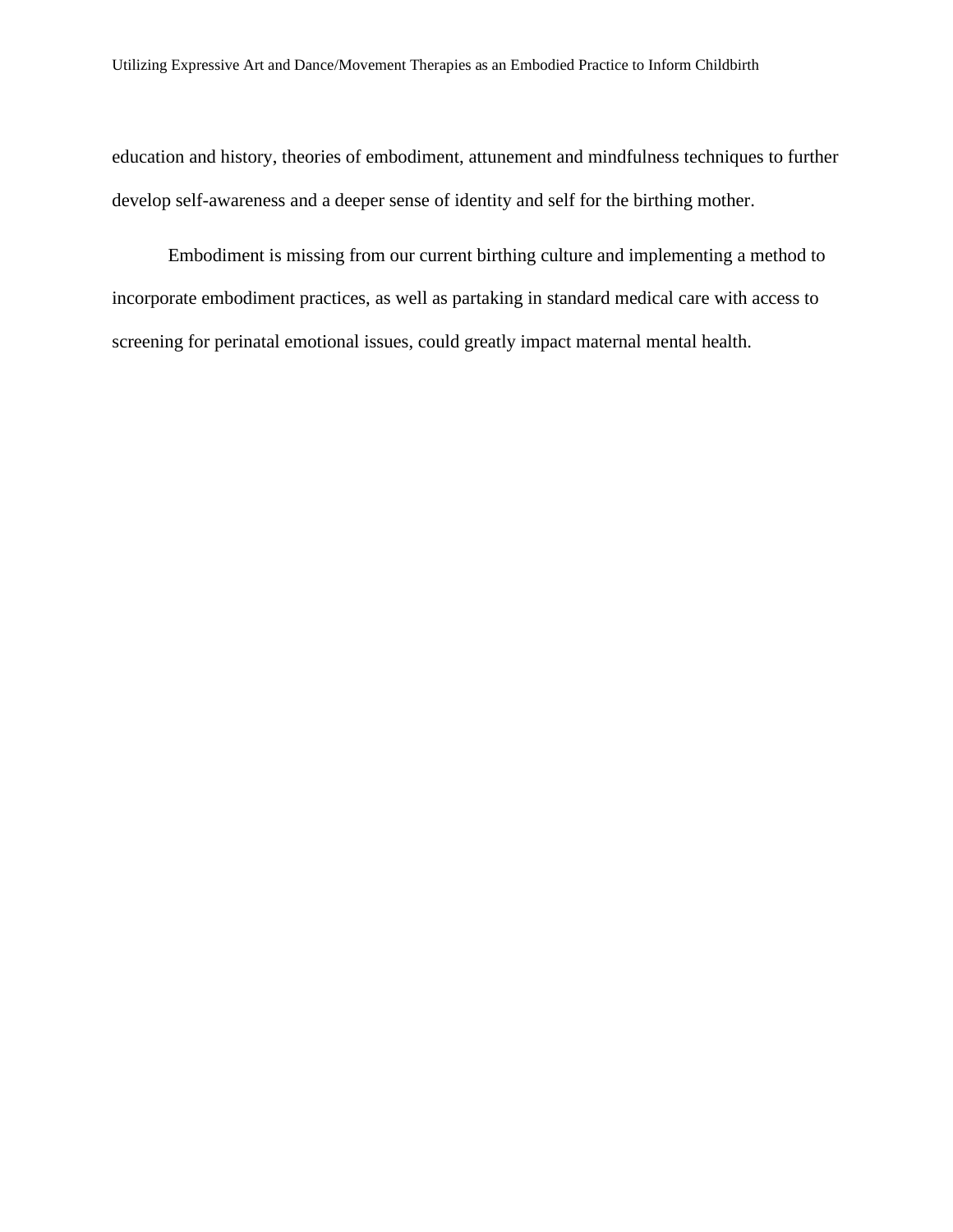education and history, theories of embodiment, attunement and mindfulness techniques to further develop self-awareness and a deeper sense of identity and self for the birthing mother.

Embodiment is missing from our current birthing culture and implementing a method to incorporate embodiment practices, as well as partaking in standard medical care with access to screening for perinatal emotional issues, could greatly impact maternal mental health.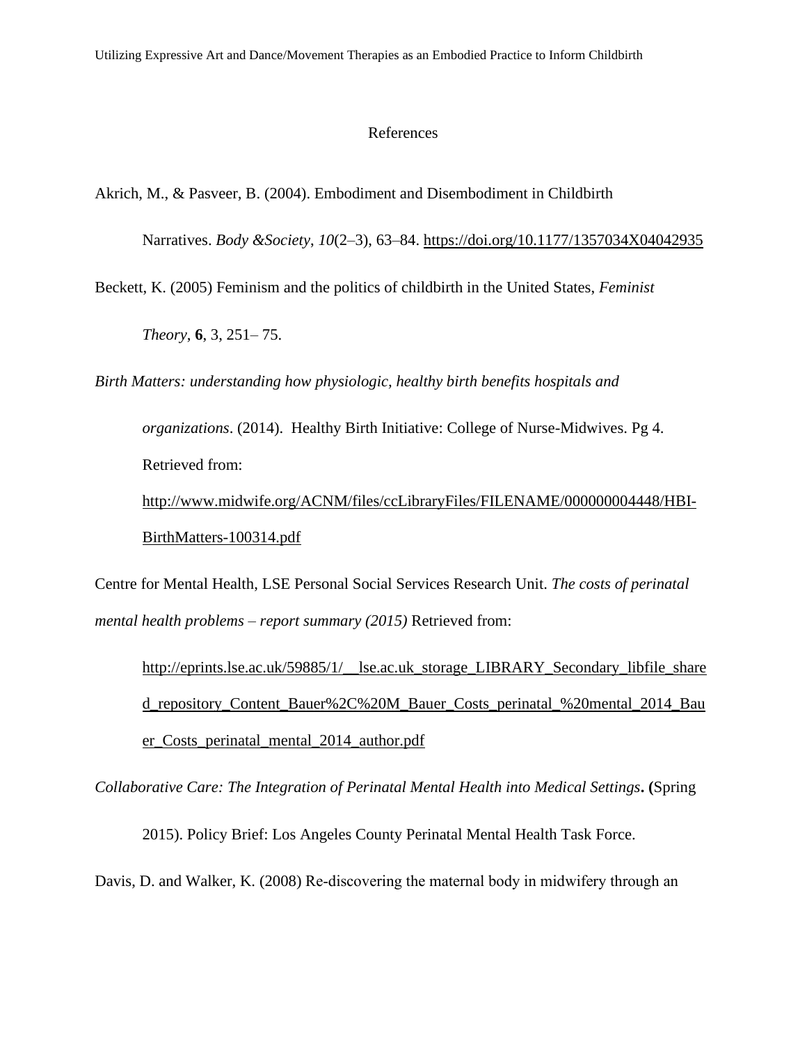# References

Akrich, M., & Pasveer, B. (2004). Embodiment and Disembodiment in Childbirth Narratives. *Body &Society*, *10*(2–3), 63–84. https://doi.org/10.1177/1357034X04042935

Beckett, K. (2005) Feminism and the politics of childbirth in the United States, *Feminist Theory*, **6**, 3, 251– 75.

*Birth Matters: understanding how physiologic, healthy birth benefits hospitals and organizations*. (2014). Healthy Birth Initiative: College of Nurse-Midwives. Pg 4. Retrieved from: http://www.midwife.org/ACNM/files/ccLibraryFiles/FILENAME/000000004448/HBI-BirthMatters-100314.pdf

Centre for Mental Health, LSE Personal Social Services Research Unit. *The costs of perinatal mental health problems – report summary (2015)* Retrieved from:

http://eprints.lse.ac.uk/59885/1/__lse.ac.uk_storage_LIBRARY_Secondary_libfile_shared_repository_Content_Bauer%2C%20M_Bauer_Costs_perinatal_%20mental_2014_Bauer_Costs_perinatal_mental_2014_author.pdf

*Collaborative Care: The Integration of Perinatal Mental Health into Medical Settings***. (**Spring 2015). Policy Brief: Los Angeles County Perinatal Mental Health Task Force.

Davis, D. and Walker, K. (2008) Re-discovering the maternal body in midwifery through an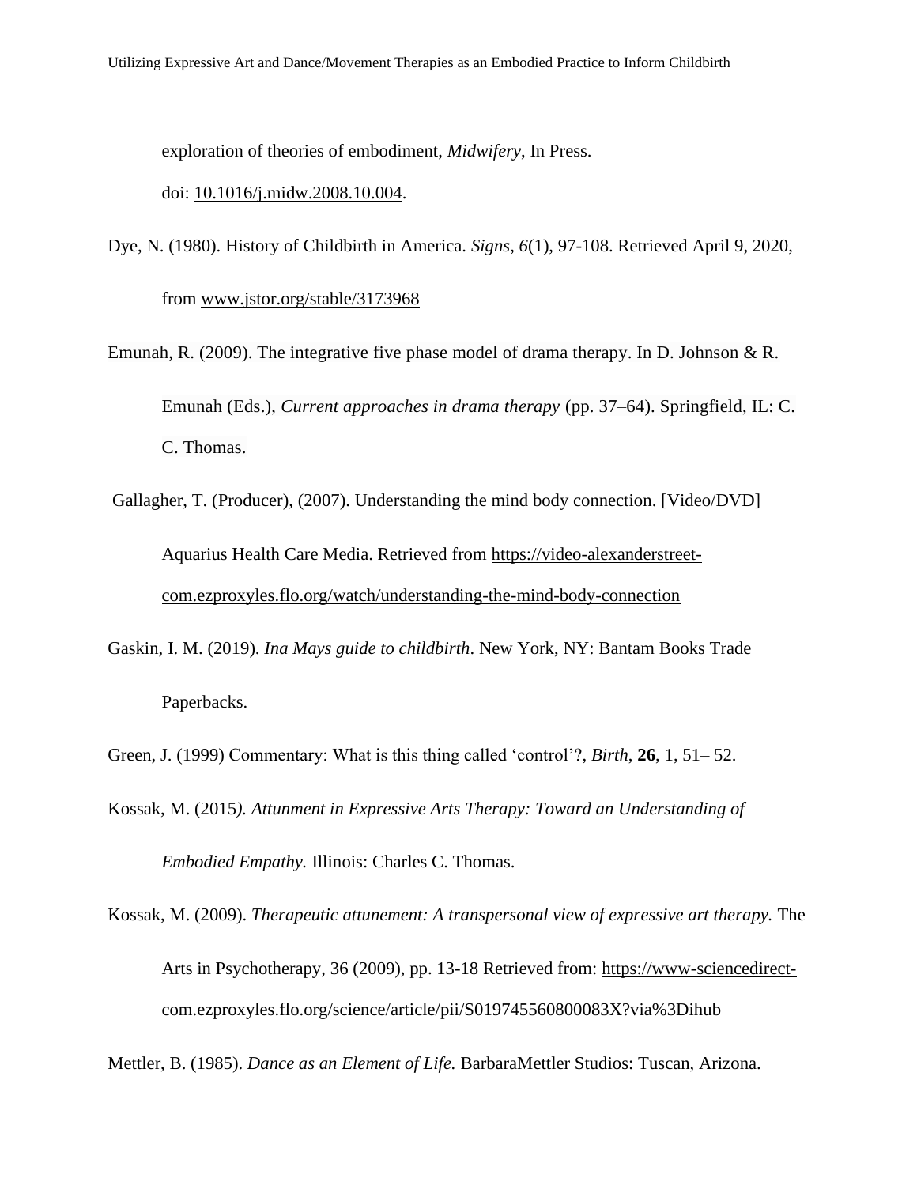exploration of theories of embodiment, *Midwifery*, In Press. doi: 10.1016/j.midw.2008.10.004.

Dye, N. (1980). History of Childbirth in America. *Signs*, *6*(1), 97-108. Retrieved April 9, 2020, from www.jstor.org/stable/3173968

Emunah, R. (2009). The integrative five phase model of drama therapy. In D. Johnson & R. Emunah (Eds.), *Current approaches in drama therapy* (pp. 37–64). Springfield, IL: C. C. Thomas.

Gallagher, T. (Producer), (2007). Understanding the mind body connection. [Video/DVD] Aquarius Health Care Media. Retrieved from https://video-alexanderstreet-com.ezproxyles.flo.org/watch/understanding-the-mind-body-connection

Gaskin, I. M. (2019). *Ina Mays guide to childbirth*. New York, NY: Bantam Books Trade Paperbacks.

Green, J. (1999) Commentary: What is this thing called 'control'?, *Birth*, **26**, 1, 51– 52.

Kossak, M. (2015*). Attunment in Expressive Arts Therapy: Toward an Understanding of Embodied Empathy.* Illinois: Charles C. Thomas.

Kossak, M. (2009). *Therapeutic attunement: A transpersonal view of expressive art therapy.* The Arts in Psychotherapy, 36 (2009), pp. 13-18 Retrieved from: https://www-sciencedirect-com.ezproxyles.flo.org/science/article/pii/S019745560800083X?via%3Dihub

Mettler, B. (1985). *Dance as an Element of Life.* BarbaraMettler Studios: Tuscan, Arizona.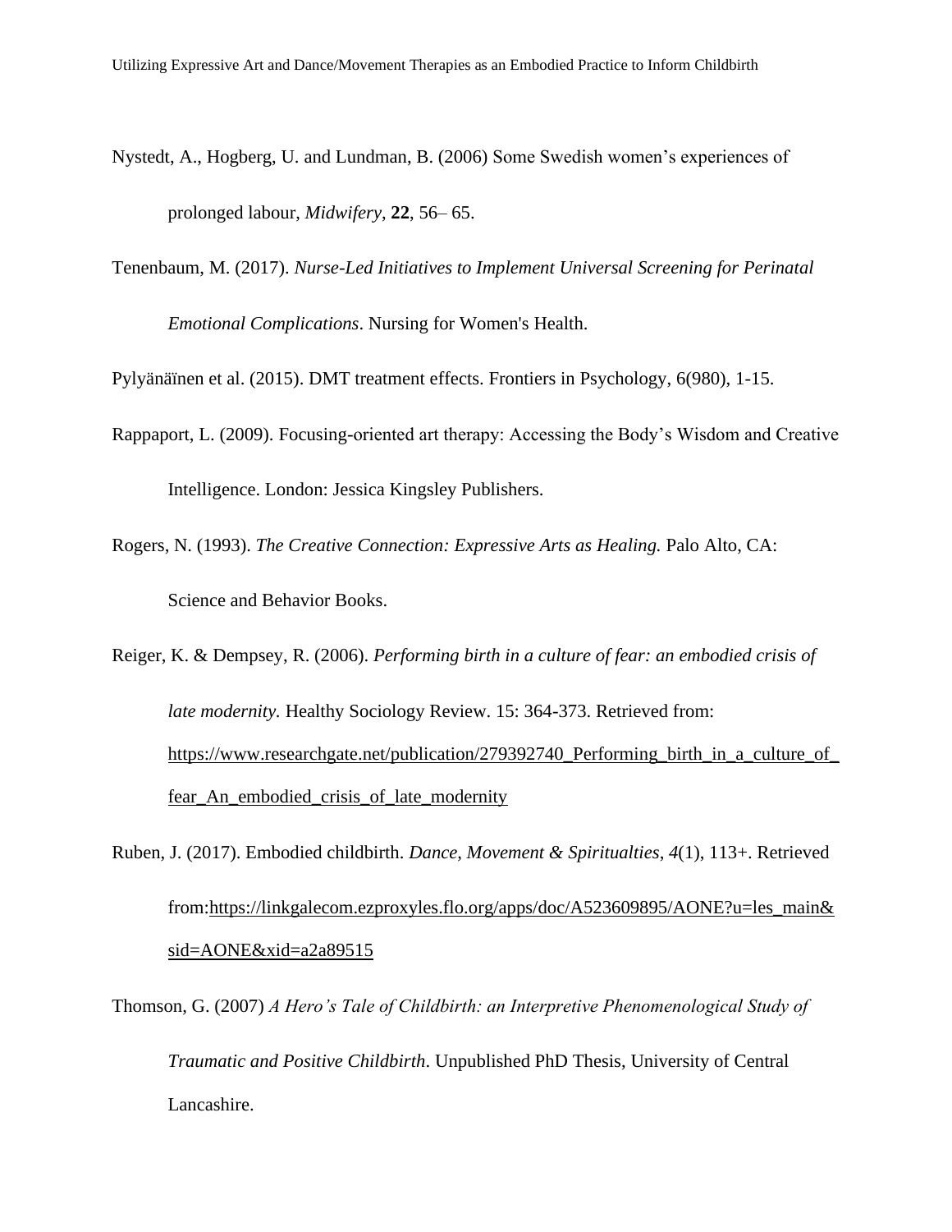Nystedt, A., Hogberg, U. and Lundman, B. (2006) Some Swedish women's experiences of prolonged labour, *Midwifery*, **22**, 56– 65.

Tenenbaum, M. (2017). *Nurse-Led Initiatives to Implement Universal Screening for Perinatal Emotional Complications*. Nursing for Women's Health.

Pylyänäïnen et al. (2015). DMT treatment effects. Frontiers in Psychology, 6(980), 1-15.

Rappaport, L. (2009). Focusing-oriented art therapy: Accessing the Body's Wisdom and Creative Intelligence. London: Jessica Kingsley Publishers.

Rogers, N. (1993). *The Creative Connection: Expressive Arts as Healing.* Palo Alto, CA: Science and Behavior Books.

Reiger, K. & Dempsey, R. (2006). *Performing birth in a culture of fear: an embodied crisis of late modernity.* Healthy Sociology Review. 15: 364-373. Retrieved from: https://www.researchgate.net/publication/279392740_Performing_birth_in_a_culture_of_fear_An_embodied_crisis_of_late_modernity

Ruben, J. (2017). Embodied childbirth. *Dance, Movement & Spiritualties*, *4*(1), 113+. Retrieved from:https://linkgalecom.ezproxyles.flo.org/apps/doc/A523609895/AONE?u=les_main&sid=AONE&xid=a2a89515

Thomson, G. (2007) *A Hero's Tale of Childbirth: an Interpretive Phenomenological Study of Traumatic and Positive Childbirth*. Unpublished PhD Thesis, University of Central Lancashire.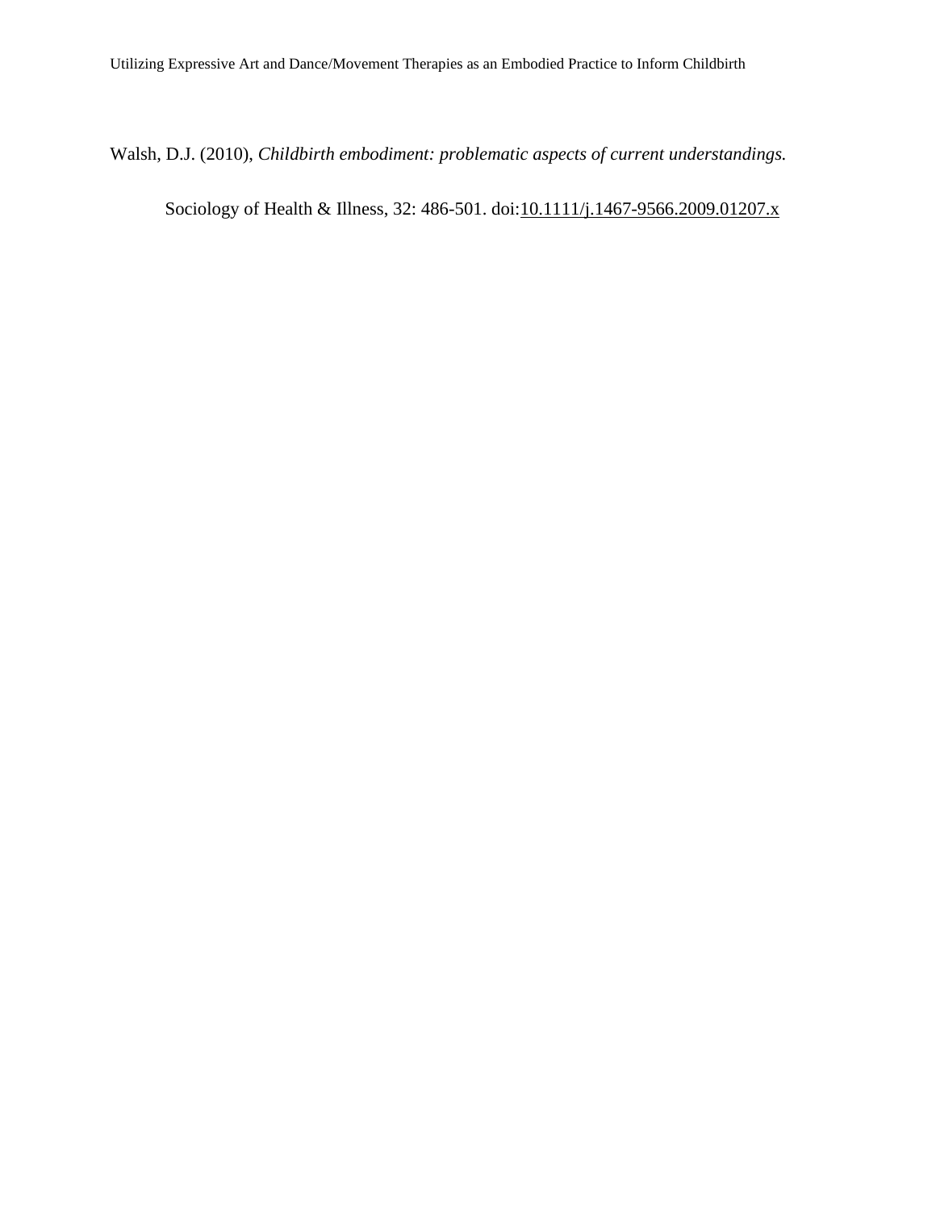Walsh, D.J. (2010), *Childbirth embodiment: problematic aspects of current understandings.* Sociology of Health & Illness, 32: 486-501. doi:10.1111/j.1467-9566.2009.01207.x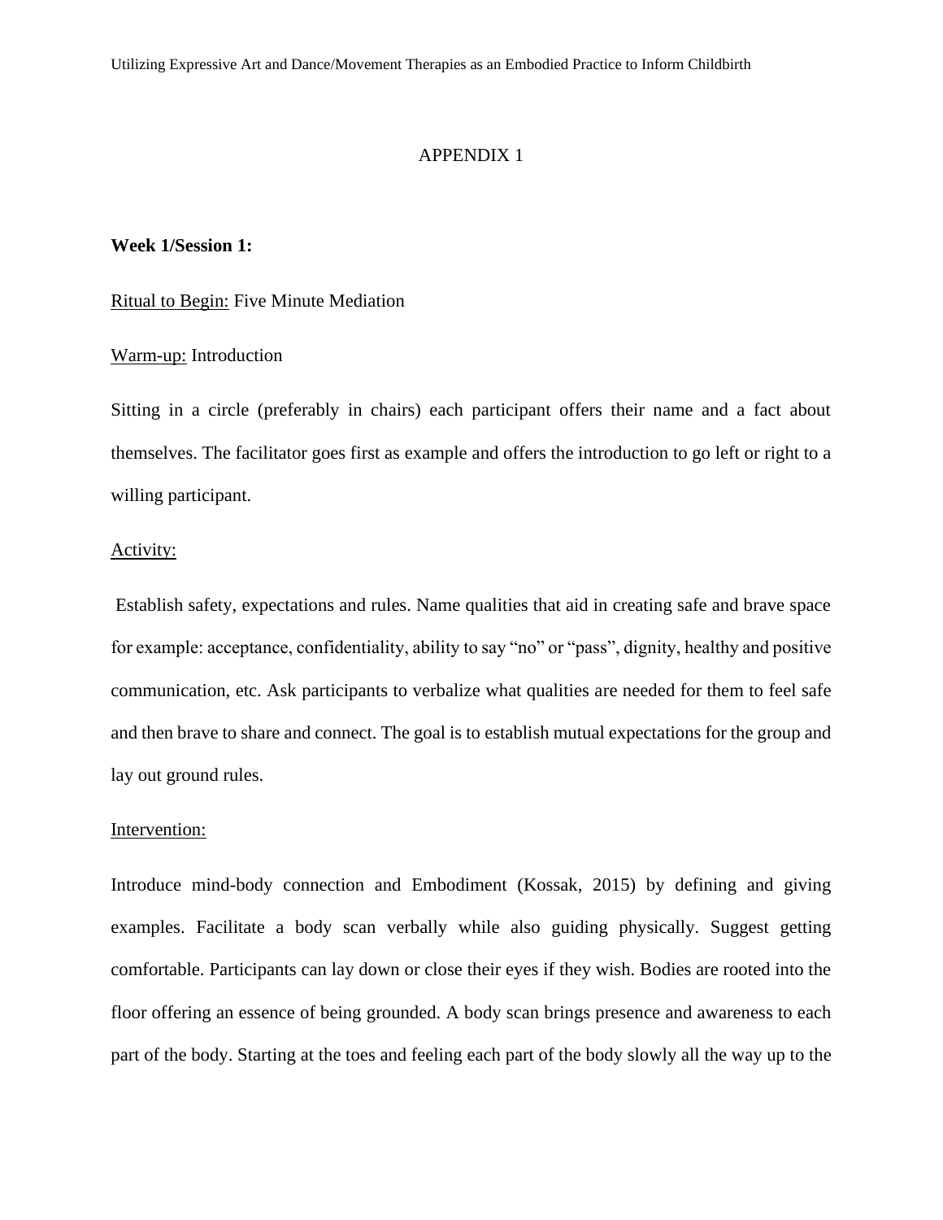# APPENDIX 1

**Week 1/Session 1:**

<u>Ritual to Begin:</u> Five Minute Mediation

<u>Warm-up:</u> Introduction

Sitting in a circle (preferably in chairs) each participant offers their name and a fact about themselves. The facilitator goes first as example and offers the introduction to go left or right to a willing participant.

<u>Activity:</u>

Establish safety, expectations and rules. Name qualities that aid in creating safe and brave space for example: acceptance, confidentiality, ability to say "no" or "pass", dignity, healthy and positive communication, etc. Ask participants to verbalize what qualities are needed for them to feel safe and then brave to share and connect. The goal is to establish mutual expectations for the group and lay out ground rules.

<u>Intervention:</u>

Introduce mind-body connection and Embodiment (Kossak, 2015) by defining and giving examples. Facilitate a body scan verbally while also guiding physically. Suggest getting comfortable. Participants can lay down or close their eyes if they wish. Bodies are rooted into the floor offering an essence of being grounded. A body scan brings presence and awareness to each part of the body. Starting at the toes and feeling each part of the body slowly all the way up to the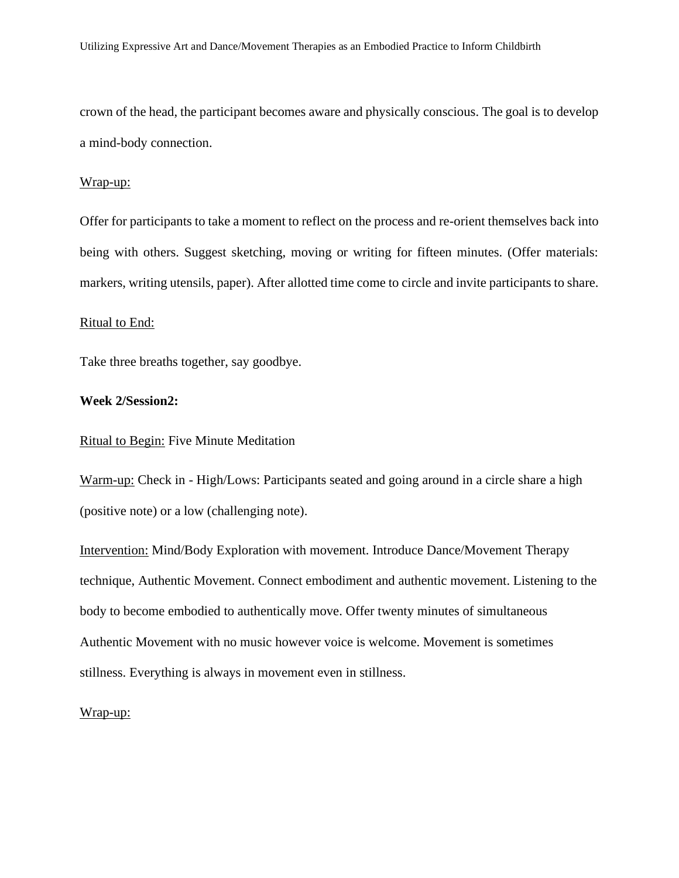crown of the head, the participant becomes aware and physically conscious. The goal is to develop a mind-body connection.

<u>Wrap-up:</u>

Offer for participants to take a moment to reflect on the process and re-orient themselves back into being with others. Suggest sketching, moving or writing for fifteen minutes. (Offer materials: markers, writing utensils, paper). After allotted time come to circle and invite participants to share.

<u>Ritual to End:</u>

Take three breaths together, say goodbye.

**Week 2/Session2:**

<u>Ritual to Begin:</u> Five Minute Meditation

<u>Warm-up:</u> Check in - High/Lows: Participants seated and going around in a circle share a high (positive note) or a low (challenging note).

<u>Intervention:</u> Mind/Body Exploration with movement. Introduce Dance/Movement Therapy technique, Authentic Movement. Connect embodiment and authentic movement. Listening to the body to become embodied to authentically move. Offer twenty minutes of simultaneous Authentic Movement with no music however voice is welcome. Movement is sometimes stillness. Everything is always in movement even in stillness.

<u>Wrap-up:</u>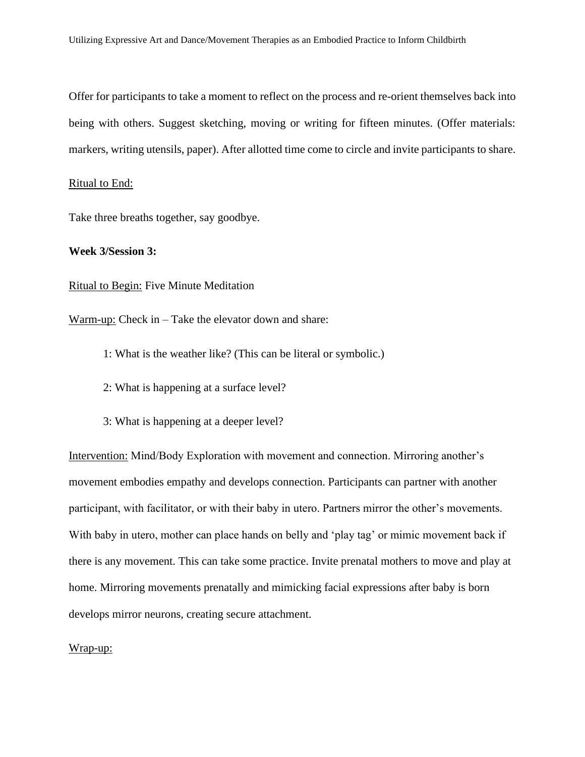Offer for participants to take a moment to reflect on the process and re-orient themselves back into being with others. Suggest sketching, moving or writing for fifteen minutes. (Offer materials: markers, writing utensils, paper). After allotted time come to circle and invite participants to share.

<u>Ritual to End:</u>

Take three breaths together, say goodbye.

**Week 3/Session 3:**

<u>Ritual to Begin:</u> Five Minute Meditation

<u>Warm-up:</u> Check in – Take the elevator down and share:

1: What is the weather like? (This can be literal or symbolic.)

2: What is happening at a surface level?

3: What is happening at a deeper level?

<u>Intervention:</u> Mind/Body Exploration with movement and connection. Mirroring another's movement embodies empathy and develops connection. Participants can partner with another participant, with facilitator, or with their baby in utero. Partners mirror the other's movements. With baby in utero, mother can place hands on belly and 'play tag' or mimic movement back if there is any movement. This can take some practice. Invite prenatal mothers to move and play at home. Mirroring movements prenatally and mimicking facial expressions after baby is born develops mirror neurons, creating secure attachment.

<u>Wrap-up:</u>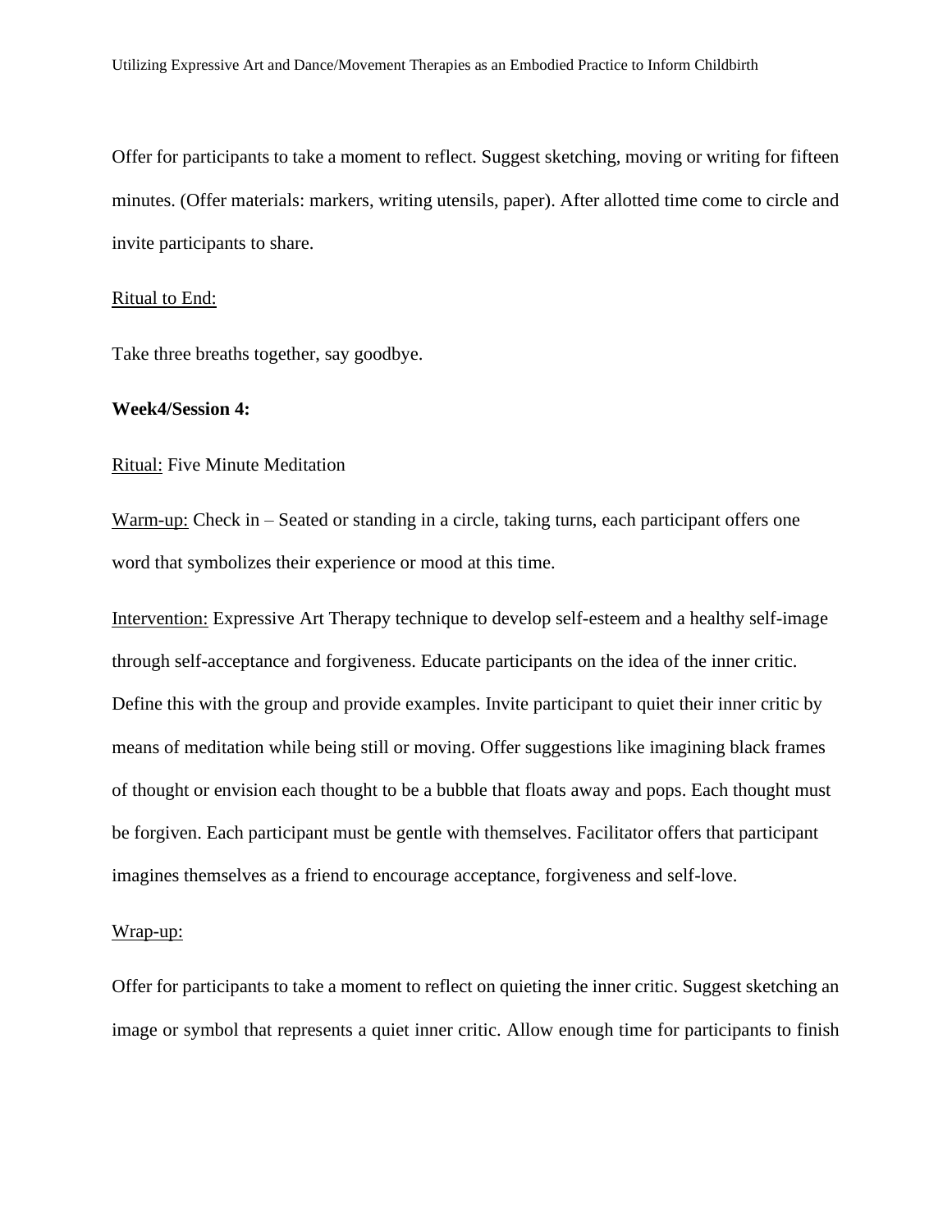Offer for participants to take a moment to reflect. Suggest sketching, moving or writing for fifteen minutes. (Offer materials: markers, writing utensils, paper). After allotted time come to circle and invite participants to share.

Ritual to End:

Take three breaths together, say goodbye.

**Week4/Session 4:**

Ritual: Five Minute Meditation

Warm-up: Check in – Seated or standing in a circle, taking turns, each participant offers one word that symbolizes their experience or mood at this time.

Intervention: Expressive Art Therapy technique to develop self-esteem and a healthy self-image through self-acceptance and forgiveness. Educate participants on the idea of the inner critic. Define this with the group and provide examples. Invite participant to quiet their inner critic by means of meditation while being still or moving. Offer suggestions like imagining black frames of thought or envision each thought to be a bubble that floats away and pops. Each thought must be forgiven. Each participant must be gentle with themselves. Facilitator offers that participant imagines themselves as a friend to encourage acceptance, forgiveness and self-love.

Wrap-up:

Offer for participants to take a moment to reflect on quieting the inner critic. Suggest sketching an image or symbol that represents a quiet inner critic. Allow enough time for participants to finish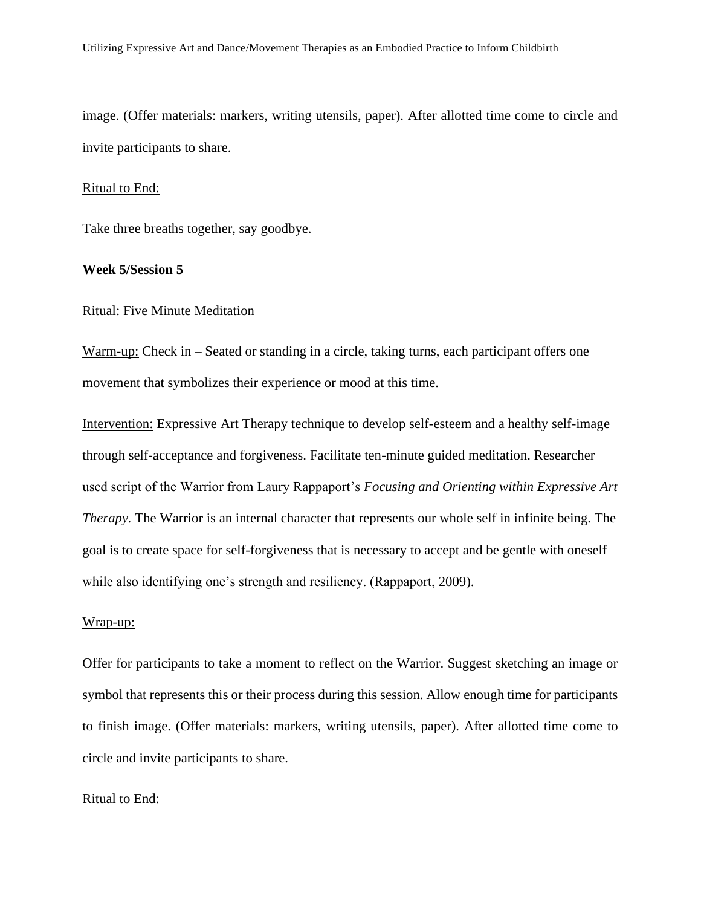image. (Offer materials: markers, writing utensils, paper). After allotted time come to circle and invite participants to share.

<u>Ritual to End:</u>

Take three breaths together, say goodbye.

**Week 5/Session 5**

<u>Ritual:</u> Five Minute Meditation

<u>Warm-up:</u> Check in – Seated or standing in a circle, taking turns, each participant offers one movement that symbolizes their experience or mood at this time.

<u>Intervention:</u> Expressive Art Therapy technique to develop self-esteem and a healthy self-image through self-acceptance and forgiveness. Facilitate ten-minute guided meditation. Researcher used script of the Warrior from Laury Rappaport's *Focusing and Orienting within Expressive Art Therapy.* The Warrior is an internal character that represents our whole self in infinite being. The goal is to create space for self-forgiveness that is necessary to accept and be gentle with oneself while also identifying one's strength and resiliency. (Rappaport, 2009).

<u>Wrap-up:</u>

Offer for participants to take a moment to reflect on the Warrior. Suggest sketching an image or symbol that represents this or their process during this session. Allow enough time for participants to finish image. (Offer materials: markers, writing utensils, paper). After allotted time come to circle and invite participants to share.

<u>Ritual to End:</u>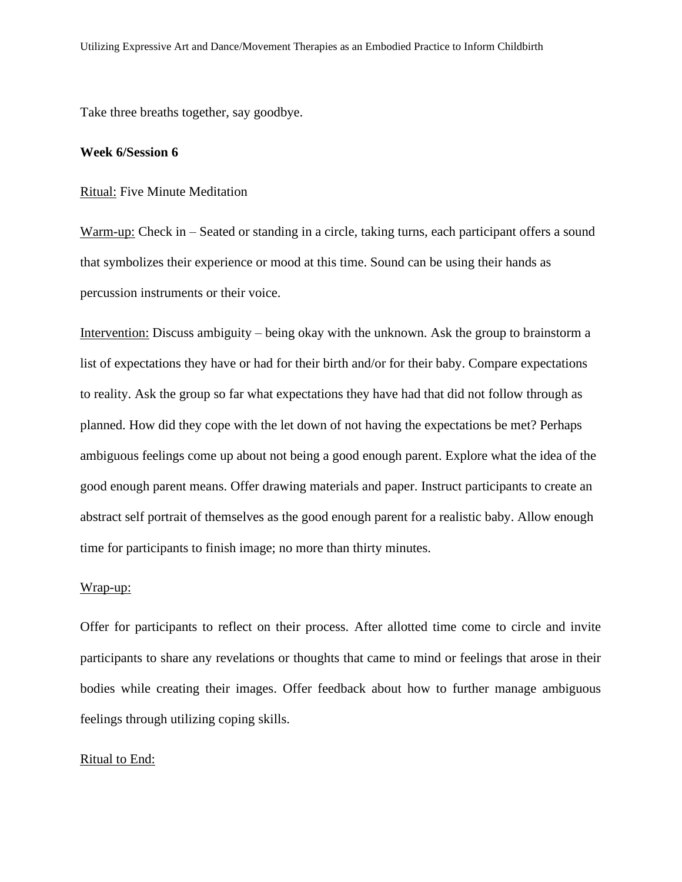Take three breaths together, say goodbye.

**Week 6/Session 6**

Ritual: Five Minute Meditation

Warm-up: Check in – Seated or standing in a circle, taking turns, each participant offers a sound that symbolizes their experience or mood at this time. Sound can be using their hands as percussion instruments or their voice.

Intervention: Discuss ambiguity – being okay with the unknown. Ask the group to brainstorm a list of expectations they have or had for their birth and/or for their baby. Compare expectations to reality. Ask the group so far what expectations they have had that did not follow through as planned. How did they cope with the let down of not having the expectations be met? Perhaps ambiguous feelings come up about not being a good enough parent. Explore what the idea of the good enough parent means. Offer drawing materials and paper. Instruct participants to create an abstract self portrait of themselves as the good enough parent for a realistic baby. Allow enough time for participants to finish image; no more than thirty minutes.

Wrap-up:

Offer for participants to reflect on their process. After allotted time come to circle and invite participants to share any revelations or thoughts that came to mind or feelings that arose in their bodies while creating their images. Offer feedback about how to further manage ambiguous feelings through utilizing coping skills.

Ritual to End: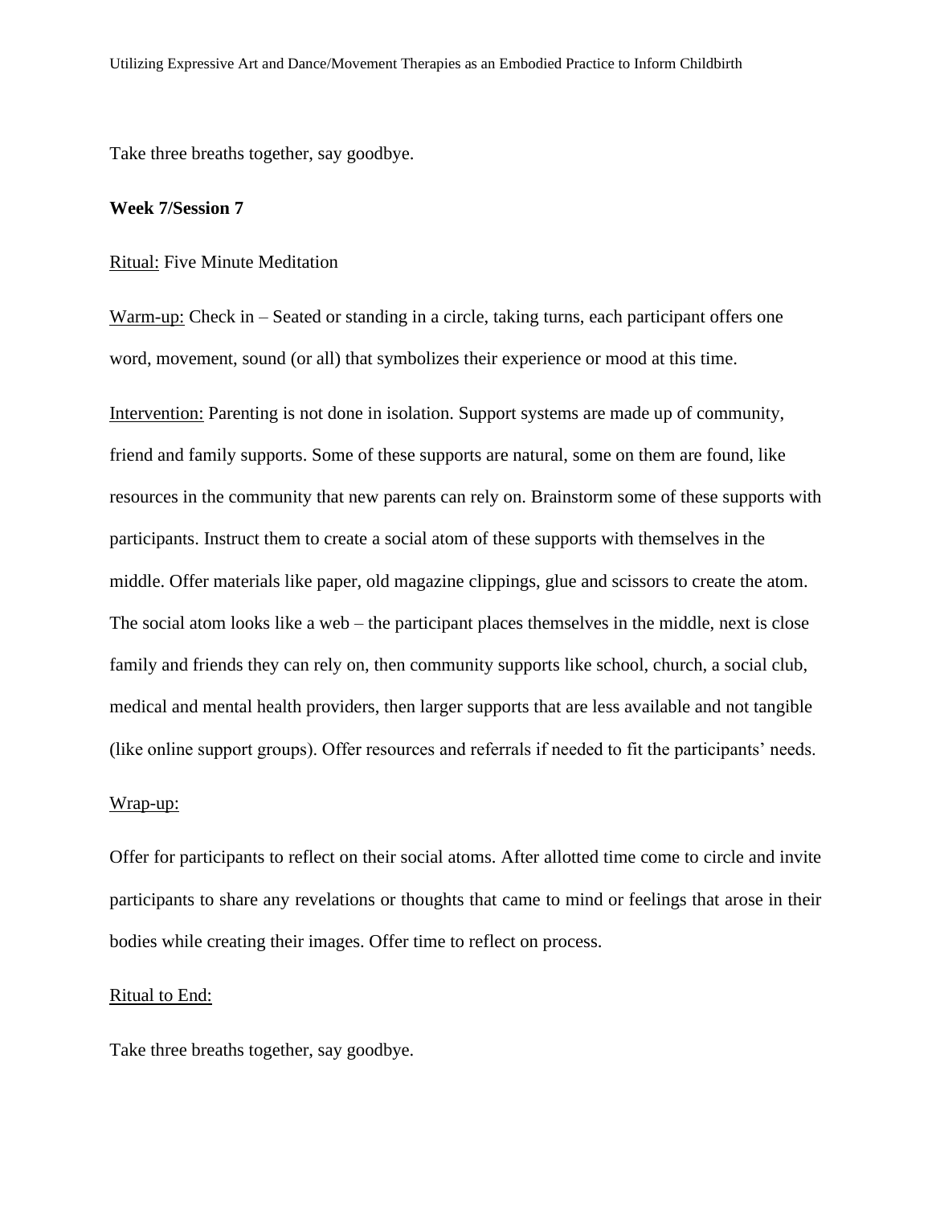Take three breaths together, say goodbye.

**Week 7/Session 7**

Ritual: Five Minute Meditation

Warm-up: Check in – Seated or standing in a circle, taking turns, each participant offers one word, movement, sound (or all) that symbolizes their experience or mood at this time.

Intervention: Parenting is not done in isolation. Support systems are made up of community, friend and family supports. Some of these supports are natural, some on them are found, like resources in the community that new parents can rely on. Brainstorm some of these supports with participants. Instruct them to create a social atom of these supports with themselves in the middle. Offer materials like paper, old magazine clippings, glue and scissors to create the atom. The social atom looks like a web – the participant places themselves in the middle, next is close family and friends they can rely on, then community supports like school, church, a social club, medical and mental health providers, then larger supports that are less available and not tangible (like online support groups). Offer resources and referrals if needed to fit the participants' needs.

Wrap-up:

Offer for participants to reflect on their social atoms. After allotted time come to circle and invite participants to share any revelations or thoughts that came to mind or feelings that arose in their bodies while creating their images. Offer time to reflect on process.

Ritual to End:

Take three breaths together, say goodbye.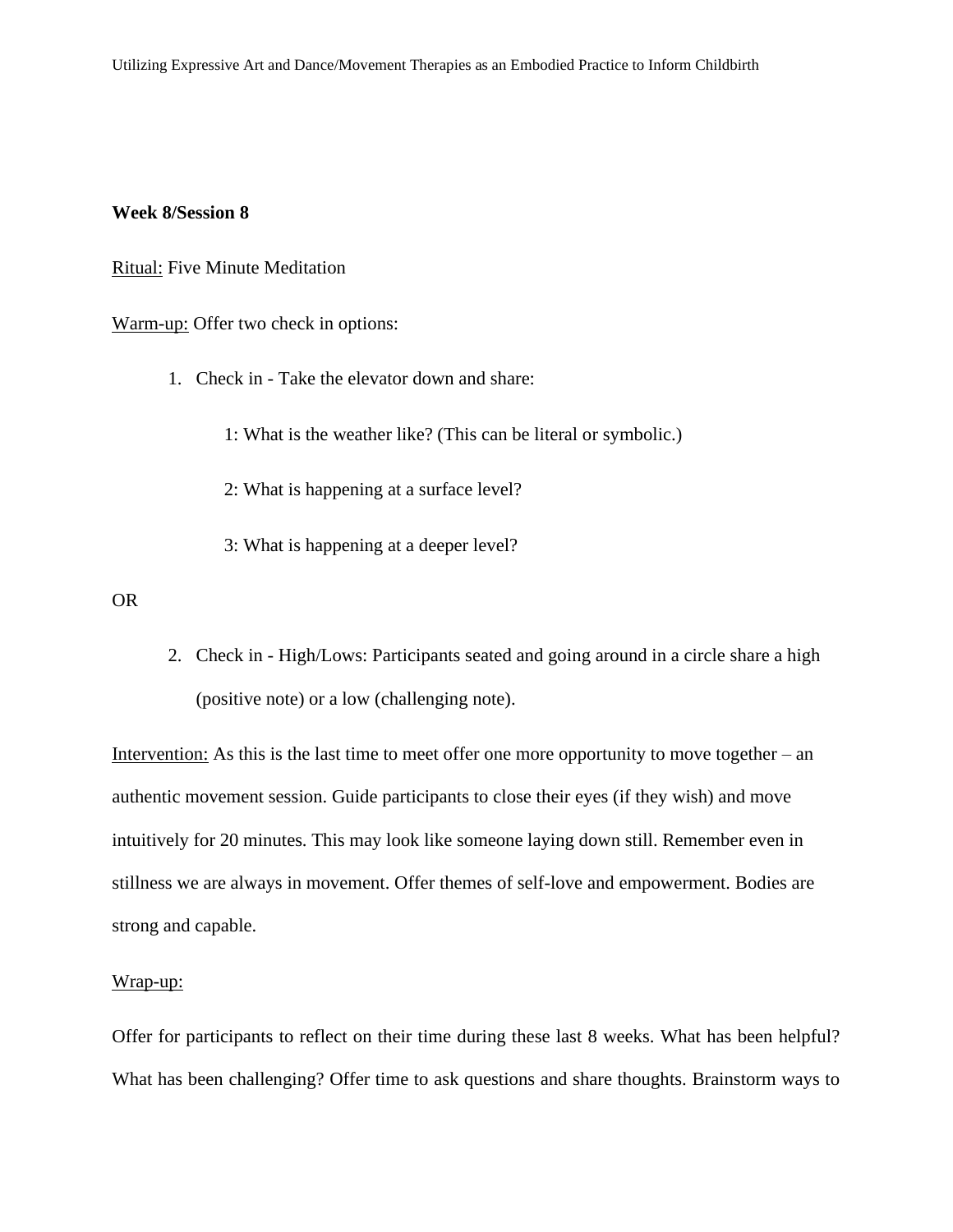**Week 8/Session 8**

<u>Ritual:</u> Five Minute Meditation

<u>Warm-up:</u> Offer two check in options:

1. Check in - Take the elevator down and share:

    1: What is the weather like? (This can be literal or symbolic.)

    2: What is happening at a surface level?

    3: What is happening at a deeper level?

OR

2. Check in - High/Lows: Participants seated and going around in a circle share a high (positive note) or a low (challenging note).

<u>Intervention:</u> As this is the last time to meet offer one more opportunity to move together – an authentic movement session. Guide participants to close their eyes (if they wish) and move intuitively for 20 minutes. This may look like someone laying down still. Remember even in stillness we are always in movement. Offer themes of self-love and empowerment. Bodies are strong and capable.

<u>Wrap-up:</u>

Offer for participants to reflect on their time during these last 8 weeks. What has been helpful? What has been challenging? Offer time to ask questions and share thoughts. Brainstorm ways to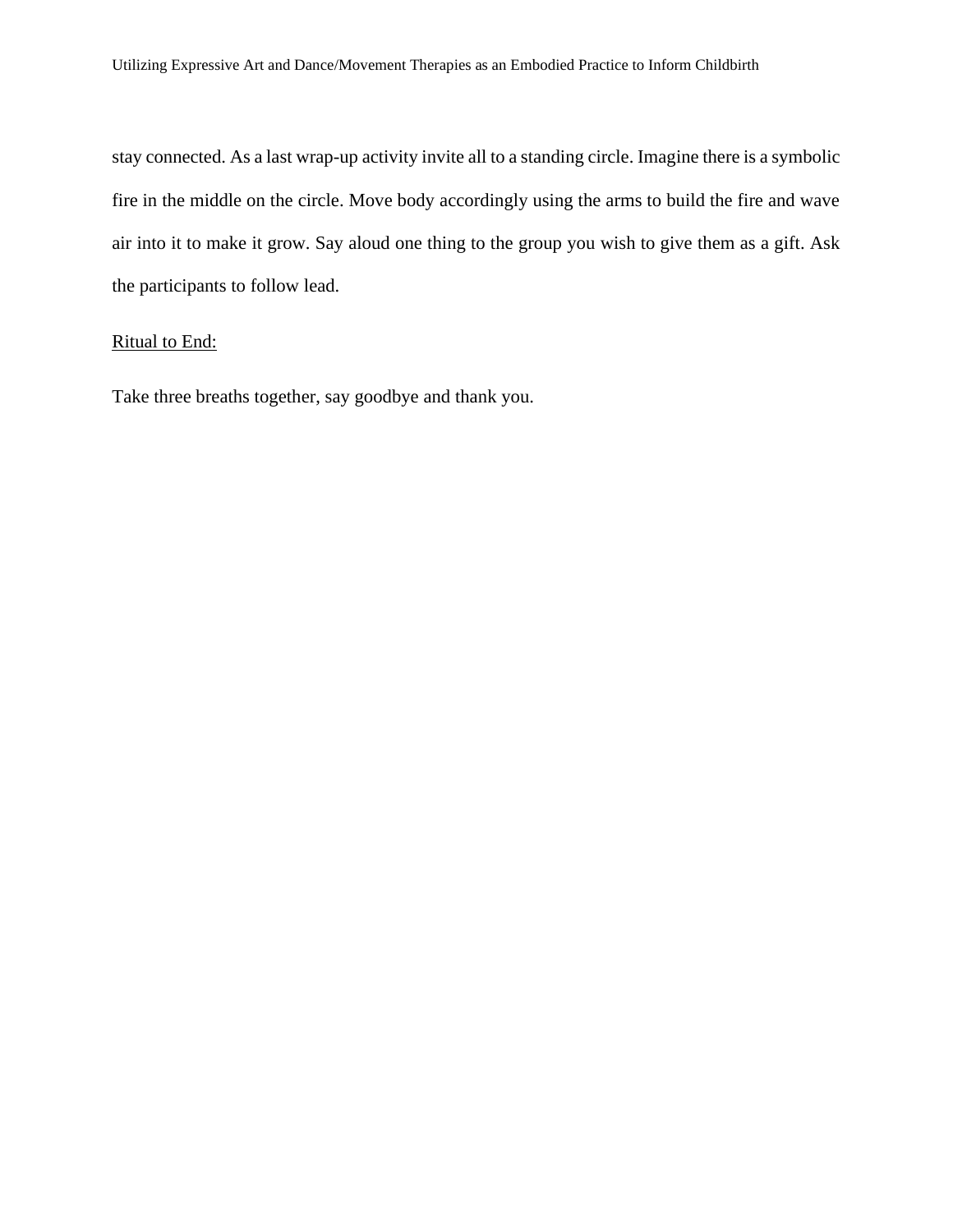stay connected. As a last wrap-up activity invite all to a standing circle. Imagine there is a symbolic fire in the middle on the circle. Move body accordingly using the arms to build the fire and wave air into it to make it grow. Say aloud one thing to the group you wish to give them as a gift. Ask the participants to follow lead.

<u>Ritual to End:</u>

Take three breaths together, say goodbye and thank you.